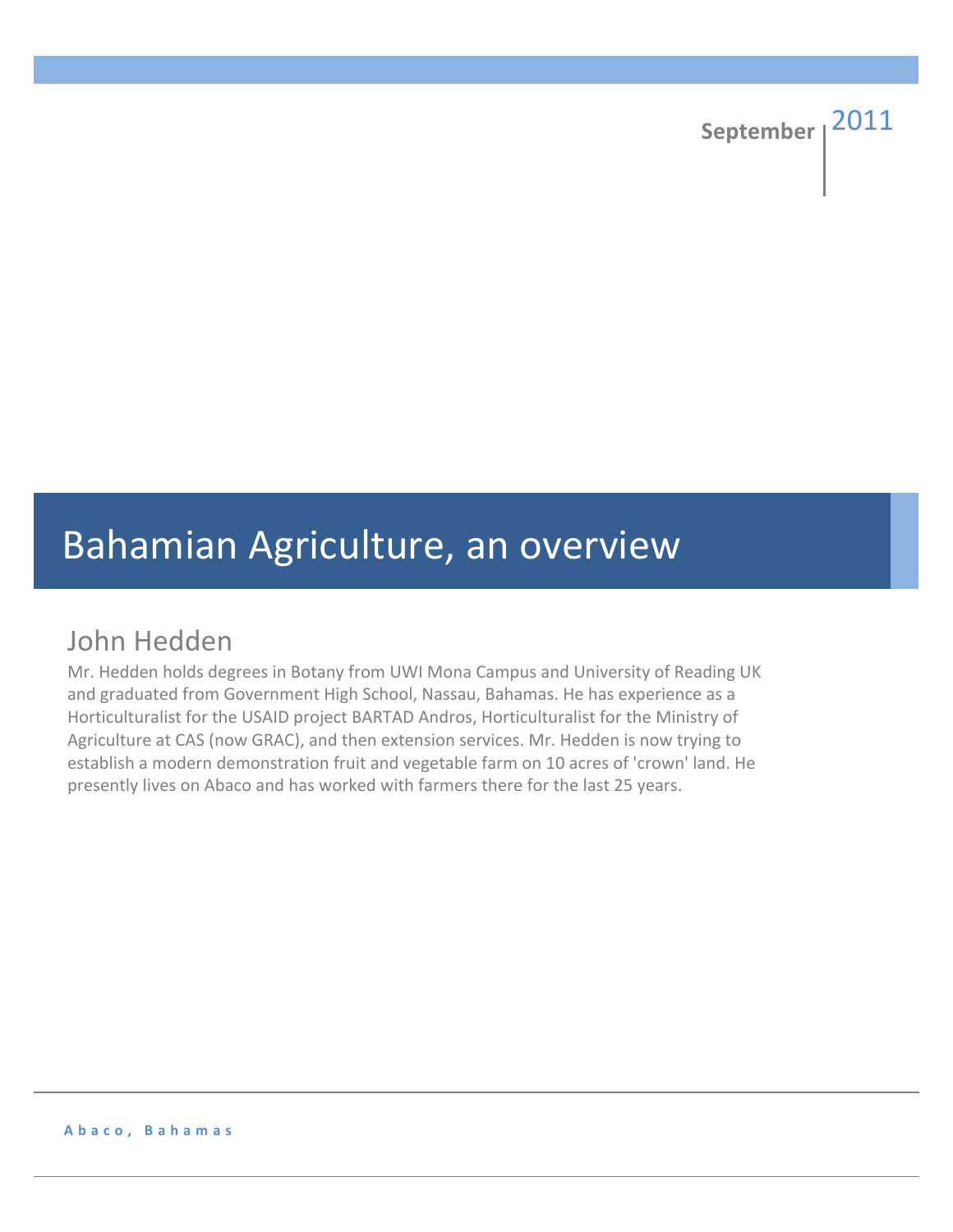September | 2011

# Bahamian Agriculture, an overview

## John Hedden

Mr. Hedden holds degrees in Botany from UWI Mona Campus and University of Reading UK and graduated from Government High School, Nassau, Bahamas. He has experience as a Horticulturalist for the USAID project BARTAD Andros, Horticulturalist for the Ministry of Agriculture at CAS (now GRAC), and then extension services. Mr. Hedden is now trying to establish a modern demonstration fruit and vegetable farm on 10 acres of 'crown' land. He presently lives on Abaco and has worked with farmers there for the last 25 years.

**Abaco, Bahamas**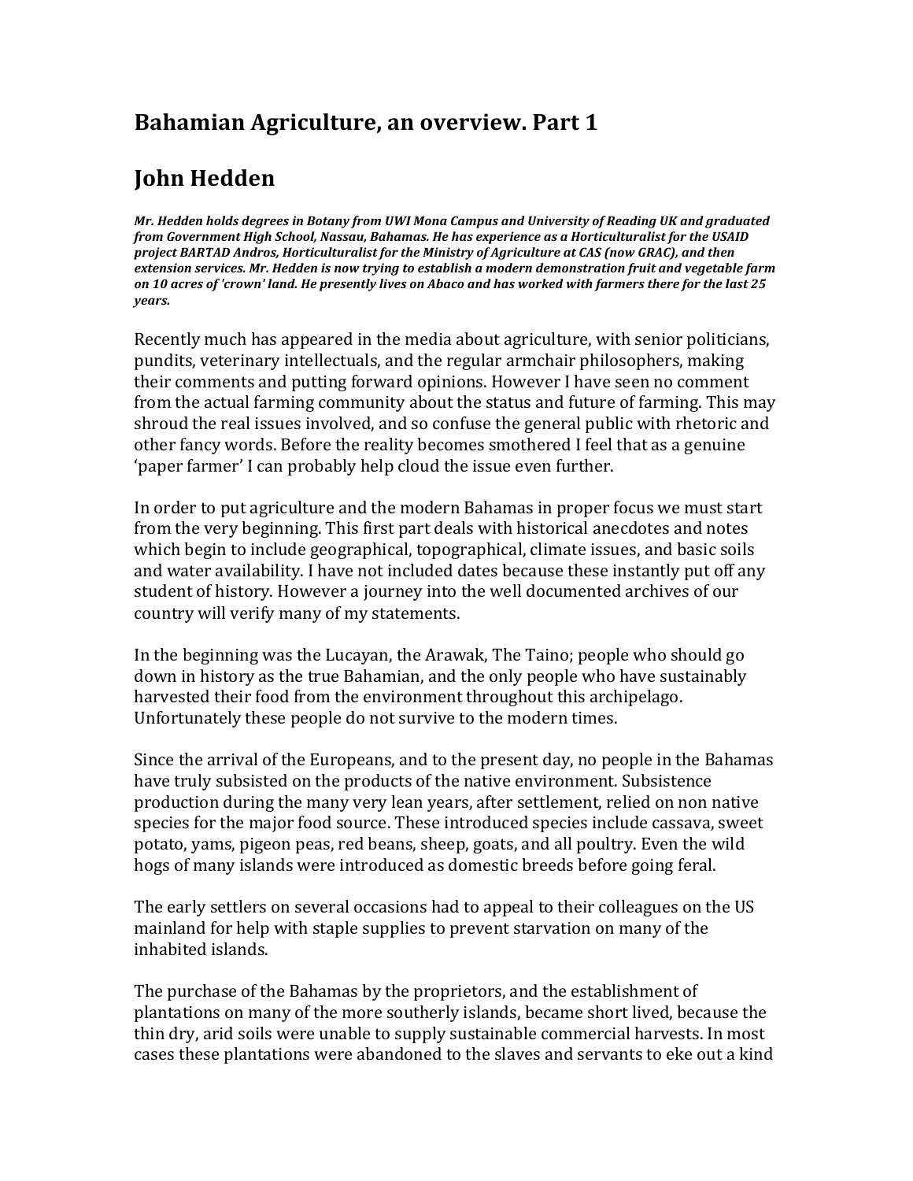## Bahamian Agriculture, an overview. Part 1

## John Hedden

***Mr. Hedden holds degrees in Botany from UWI Mona Campus and University of Reading UK and graduated from Government High School, Nassau, Bahamas. He has experience as a Horticulturalist for the USAID project BARTAD Andros, Horticulturalist for the Ministry of Agriculture at CAS (now GRAC), and then extension services. Mr. Hedden is now trying to establish a modern demonstration fruit and vegetable farm on 10 acres of 'crown' land. He presently lives on Abaco and has worked with farmers there for the last 25 years.***

Recently much has appeared in the media about agriculture, with senior politicians, pundits, veterinary intellectuals, and the regular armchair philosophers, making their comments and putting forward opinions. However I have seen no comment from the actual farming community about the status and future of farming. This may shroud the real issues involved, and so confuse the general public with rhetoric and other fancy words. Before the reality becomes smothered I feel that as a genuine 'paper farmer' I can probably help cloud the issue even further.

In order to put agriculture and the modern Bahamas in proper focus we must start from the very beginning. This first part deals with historical anecdotes and notes which begin to include geographical, topographical, climate issues, and basic soils and water availability. I have not included dates because these instantly put off any student of history. However a journey into the well documented archives of our country will verify many of my statements.

In the beginning was the Lucayan, the Arawak, The Taino; people who should go down in history as the true Bahamian, and the only people who have sustainably harvested their food from the environment throughout this archipelago. Unfortunately these people do not survive to the modern times.

Since the arrival of the Europeans, and to the present day, no people in the Bahamas have truly subsisted on the products of the native environment. Subsistence production during the many very lean years, after settlement, relied on non native species for the major food source. These introduced species include cassava, sweet potato, yams, pigeon peas, red beans, sheep, goats, and all poultry. Even the wild hogs of many islands were introduced as domestic breeds before going feral.

The early settlers on several occasions had to appeal to their colleagues on the US mainland for help with staple supplies to prevent starvation on many of the inhabited islands.

The purchase of the Bahamas by the proprietors, and the establishment of plantations on many of the more southerly islands, became short lived, because the thin dry, arid soils were unable to supply sustainable commercial harvests. In most cases these plantations were abandoned to the slaves and servants to eke out a kind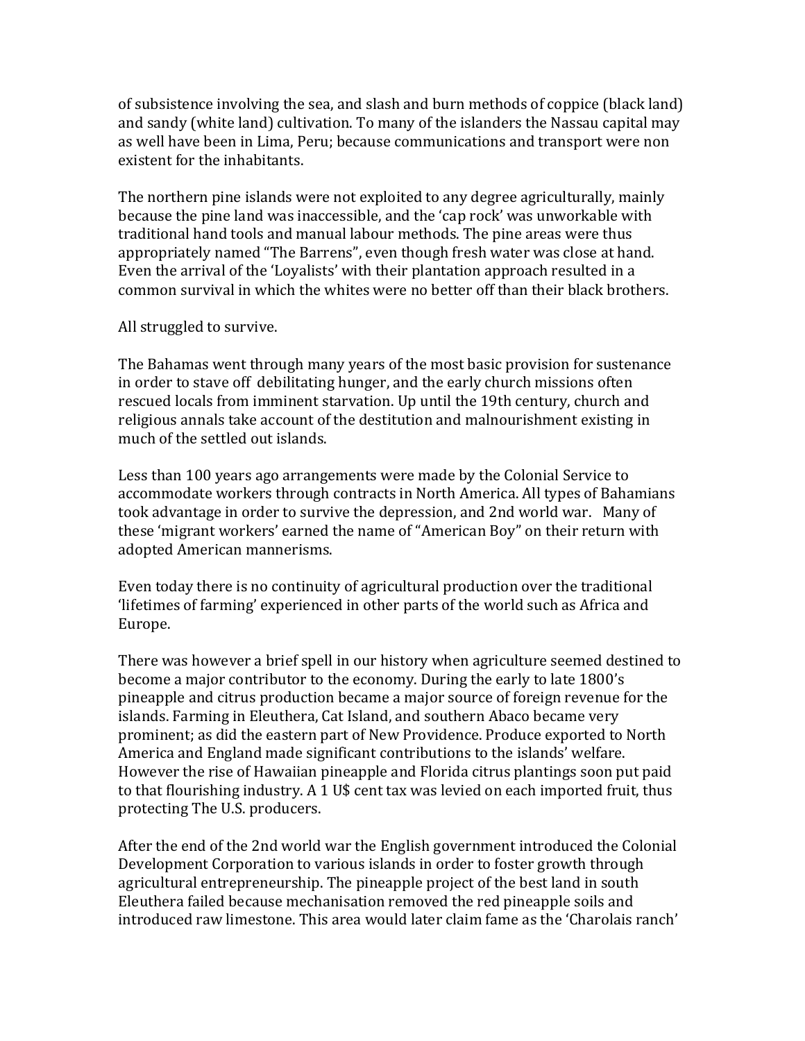of subsistence involving the sea, and slash and burn methods of coppice (black land) and sandy (white land) cultivation. To many of the islanders the Nassau capital may as well have been in Lima, Peru; because communications and transport were non existent for the inhabitants.

The northern pine islands were not exploited to any degree agriculturally, mainly because the pine land was inaccessible, and the 'cap rock' was unworkable with traditional hand tools and manual labour methods. The pine areas were thus appropriately named "The Barrens", even though fresh water was close at hand. Even the arrival of the 'Loyalists' with their plantation approach resulted in a common survival in which the whites were no better off than their black brothers.

All struggled to survive.

The Bahamas went through many years of the most basic provision for sustenance in order to stave off debilitating hunger, and the early church missions often rescued locals from imminent starvation. Up until the 19th century, church and religious annals take account of the destitution and malnourishment existing in much of the settled out islands.

Less than 100 years ago arrangements were made by the Colonial Service to accommodate workers through contracts in North America. All types of Bahamians took advantage in order to survive the depression, and 2nd world war. Many of these 'migrant workers' earned the name of "American Boy" on their return with adopted American mannerisms.

Even today there is no continuity of agricultural production over the traditional 'lifetimes of farming' experienced in other parts of the world such as Africa and Europe.

There was however a brief spell in our history when agriculture seemed destined to become a major contributor to the economy. During the early to late 1800's pineapple and citrus production became a major source of foreign revenue for the islands. Farming in Eleuthera, Cat Island, and southern Abaco became very prominent; as did the eastern part of New Providence. Produce exported to North America and England made significant contributions to the islands' welfare. However the rise of Hawaiian pineapple and Florida citrus plantings soon put paid to that flourishing industry. A 1 U$ cent tax was levied on each imported fruit, thus protecting The U.S. producers.

After the end of the 2nd world war the English government introduced the Colonial Development Corporation to various islands in order to foster growth through agricultural entrepreneurship. The pineapple project of the best land in south Eleuthera failed because mechanisation removed the red pineapple soils and introduced raw limestone. This area would later claim fame as the 'Charolais ranch'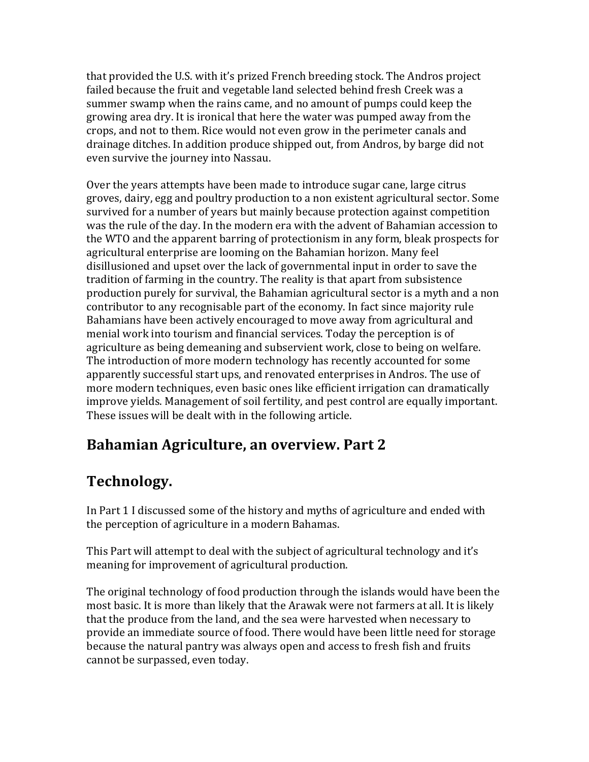that provided the U.S. with it's prized French breeding stock. The Andros project failed because the fruit and vegetable land selected behind fresh Creek was a summer swamp when the rains came, and no amount of pumps could keep the growing area dry. It is ironical that here the water was pumped away from the crops, and not to them. Rice would not even grow in the perimeter canals and drainage ditches. In addition produce shipped out, from Andros, by barge did not even survive the journey into Nassau.

Over the years attempts have been made to introduce sugar cane, large citrus groves, dairy, egg and poultry production to a non existent agricultural sector. Some survived for a number of years but mainly because protection against competition was the rule of the day. In the modern era with the advent of Bahamian accession to the WTO and the apparent barring of protectionism in any form, bleak prospects for agricultural enterprise are looming on the Bahamian horizon. Many feel disillusioned and upset over the lack of governmental input in order to save the tradition of farming in the country. The reality is that apart from subsistence production purely for survival, the Bahamian agricultural sector is a myth and a non contributor to any recognisable part of the economy. In fact since majority rule Bahamians have been actively encouraged to move away from agricultural and menial work into tourism and financial services. Today the perception is of agriculture as being demeaning and subservient work, close to being on welfare. The introduction of more modern technology has recently accounted for some apparently successful start ups, and renovated enterprises in Andros. The use of more modern techniques, even basic ones like efficient irrigation can dramatically improve yields. Management of soil fertility, and pest control are equally important. These issues will be dealt with in the following article.

## Bahamian Agriculture, an overview. Part 2

## Technology.

In Part 1 I discussed some of the history and myths of agriculture and ended with the perception of agriculture in a modern Bahamas.

This Part will attempt to deal with the subject of agricultural technology and it's meaning for improvement of agricultural production.

The original technology of food production through the islands would have been the most basic. It is more than likely that the Arawak were not farmers at all. It is likely that the produce from the land, and the sea were harvested when necessary to provide an immediate source of food. There would have been little need for storage because the natural pantry was always open and access to fresh fish and fruits cannot be surpassed, even today.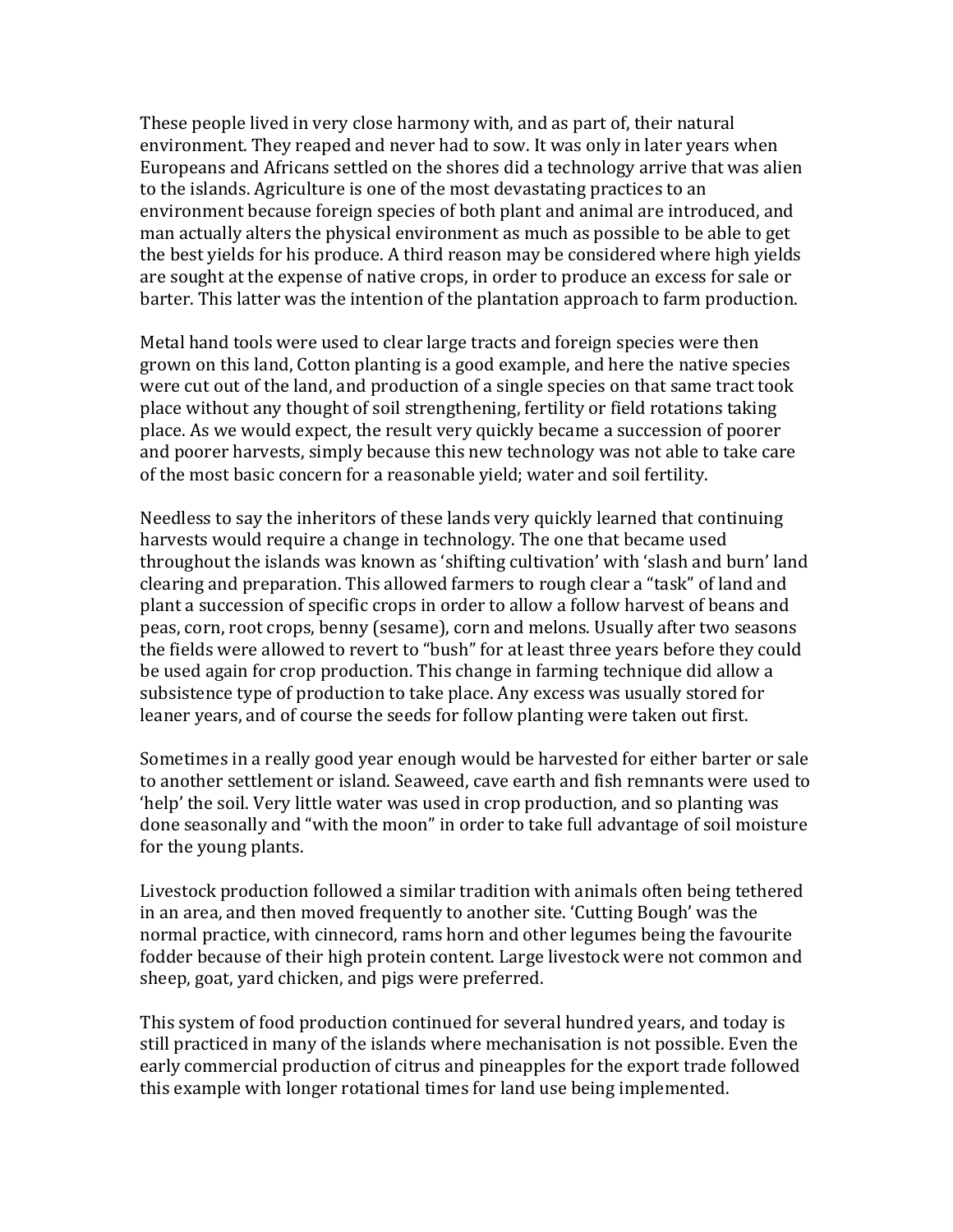These people lived in very close harmony with, and as part of, their natural environment. They reaped and never had to sow. It was only in later years when Europeans and Africans settled on the shores did a technology arrive that was alien to the islands. Agriculture is one of the most devastating practices to an environment because foreign species of both plant and animal are introduced, and man actually alters the physical environment as much as possible to be able to get the best yields for his produce. A third reason may be considered where high yields are sought at the expense of native crops, in order to produce an excess for sale or barter. This latter was the intention of the plantation approach to farm production.

Metal hand tools were used to clear large tracts and foreign species were then grown on this land, Cotton planting is a good example, and here the native species were cut out of the land, and production of a single species on that same tract took place without any thought of soil strengthening, fertility or field rotations taking place. As we would expect, the result very quickly became a succession of poorer and poorer harvests, simply because this new technology was not able to take care of the most basic concern for a reasonable yield; water and soil fertility.

Needless to say the inheritors of these lands very quickly learned that continuing harvests would require a change in technology. The one that became used throughout the islands was known as 'shifting cultivation' with 'slash and burn' land clearing and preparation. This allowed farmers to rough clear a "task" of land and plant a succession of specific crops in order to allow a follow harvest of beans and peas, corn, root crops, benny (sesame), corn and melons. Usually after two seasons the fields were allowed to revert to "bush" for at least three years before they could be used again for crop production. This change in farming technique did allow a subsistence type of production to take place. Any excess was usually stored for leaner years, and of course the seeds for follow planting were taken out first.

Sometimes in a really good year enough would be harvested for either barter or sale to another settlement or island. Seaweed, cave earth and fish remnants were used to 'help' the soil. Very little water was used in crop production, and so planting was done seasonally and "with the moon" in order to take full advantage of soil moisture for the young plants.

Livestock production followed a similar tradition with animals often being tethered in an area, and then moved frequently to another site. 'Cutting Bough' was the normal practice, with cinnecord, rams horn and other legumes being the favourite fodder because of their high protein content. Large livestock were not common and sheep, goat, yard chicken, and pigs were preferred.

This system of food production continued for several hundred years, and today is still practiced in many of the islands where mechanisation is not possible. Even the early commercial production of citrus and pineapples for the export trade followed this example with longer rotational times for land use being implemented.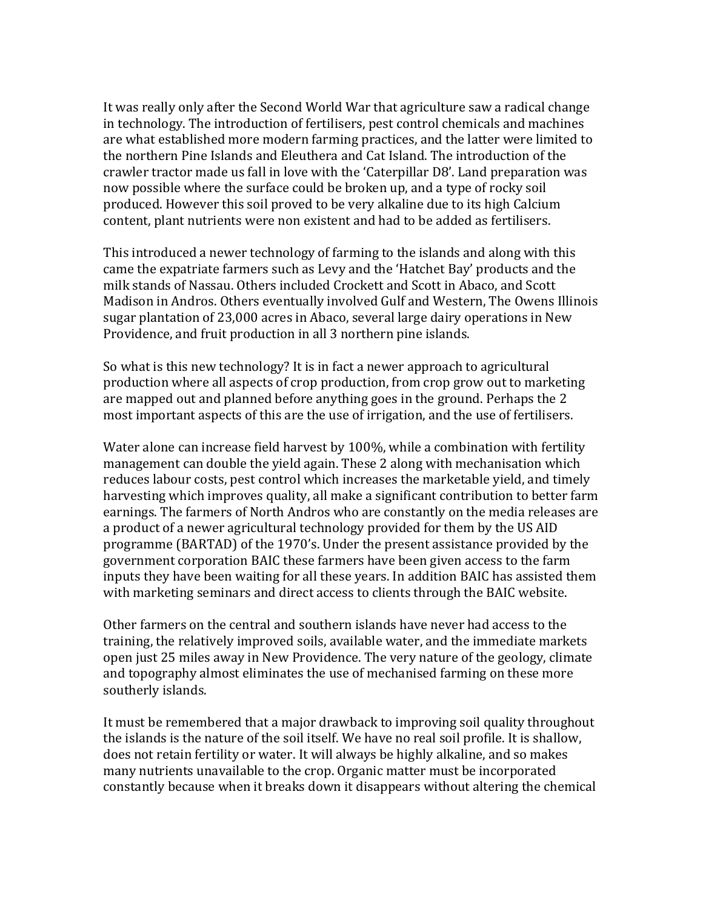It was really only after the Second World War that agriculture saw a radical change in technology. The introduction of fertilisers, pest control chemicals and machines are what established more modern farming practices, and the latter were limited to the northern Pine Islands and Eleuthera and Cat Island. The introduction of the crawler tractor made us fall in love with the 'Caterpillar D8'. Land preparation was now possible where the surface could be broken up, and a type of rocky soil produced. However this soil proved to be very alkaline due to its high Calcium content, plant nutrients were non existent and had to be added as fertilisers.

This introduced a newer technology of farming to the islands and along with this came the expatriate farmers such as Levy and the 'Hatchet Bay' products and the milk stands of Nassau. Others included Crockett and Scott in Abaco, and Scott Madison in Andros. Others eventually involved Gulf and Western, The Owens Illinois sugar plantation of 23,000 acres in Abaco, several large dairy operations in New Providence, and fruit production in all 3 northern pine islands.

So what is this new technology? It is in fact a newer approach to agricultural production where all aspects of crop production, from crop grow out to marketing are mapped out and planned before anything goes in the ground. Perhaps the 2 most important aspects of this are the use of irrigation, and the use of fertilisers.

Water alone can increase field harvest by 100%, while a combination with fertility management can double the yield again. These 2 along with mechanisation which reduces labour costs, pest control which increases the marketable yield, and timely harvesting which improves quality, all make a significant contribution to better farm earnings. The farmers of North Andros who are constantly on the media releases are a product of a newer agricultural technology provided for them by the US AID programme (BARTAD) of the 1970's. Under the present assistance provided by the government corporation BAIC these farmers have been given access to the farm inputs they have been waiting for all these years. In addition BAIC has assisted them with marketing seminars and direct access to clients through the BAIC website.

Other farmers on the central and southern islands have never had access to the training, the relatively improved soils, available water, and the immediate markets open just 25 miles away in New Providence. The very nature of the geology, climate and topography almost eliminates the use of mechanised farming on these more southerly islands.

It must be remembered that a major drawback to improving soil quality throughout the islands is the nature of the soil itself. We have no real soil profile. It is shallow, does not retain fertility or water. It will always be highly alkaline, and so makes many nutrients unavailable to the crop. Organic matter must be incorporated constantly because when it breaks down it disappears without altering the chemical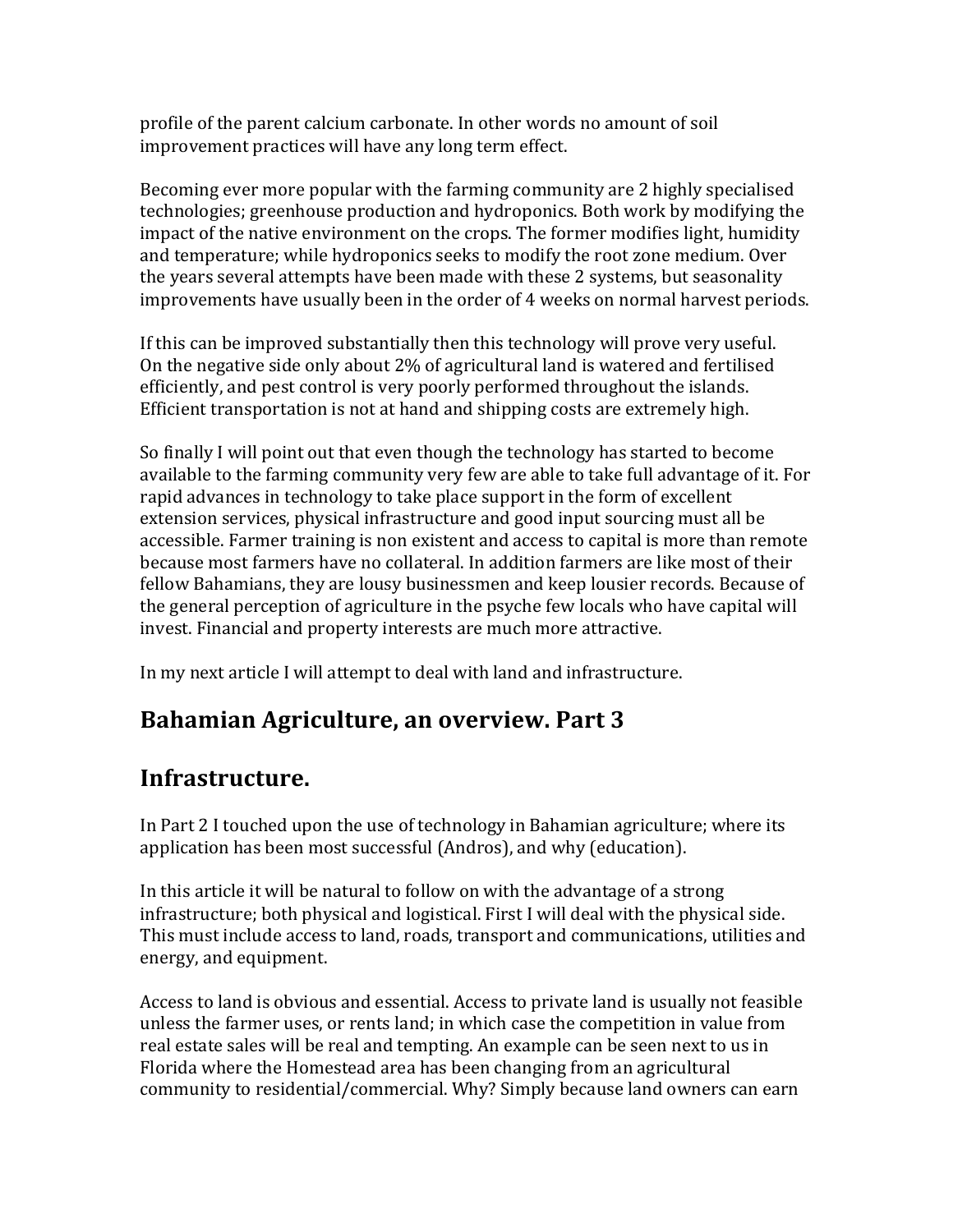profile of the parent calcium carbonate. In other words no amount of soil improvement practices will have any long term effect.

Becoming ever more popular with the farming community are 2 highly specialised technologies; greenhouse production and hydroponics. Both work by modifying the impact of the native environment on the crops. The former modifies light, humidity and temperature; while hydroponics seeks to modify the root zone medium. Over the years several attempts have been made with these 2 systems, but seasonality improvements have usually been in the order of 4 weeks on normal harvest periods.

If this can be improved substantially then this technology will prove very useful. On the negative side only about 2% of agricultural land is watered and fertilised efficiently, and pest control is very poorly performed throughout the islands. Efficient transportation is not at hand and shipping costs are extremely high.

So finally I will point out that even though the technology has started to become available to the farming community very few are able to take full advantage of it. For rapid advances in technology to take place support in the form of excellent extension services, physical infrastructure and good input sourcing must all be accessible. Farmer training is non existent and access to capital is more than remote because most farmers have no collateral. In addition farmers are like most of their fellow Bahamians, they are lousy businessmen and keep lousier records. Because of the general perception of agriculture in the psyche few locals who have capital will invest. Financial and property interests are much more attractive.

In my next article I will attempt to deal with land and infrastructure.

## Bahamian Agriculture, an overview. Part 3

## Infrastructure.

In Part 2 I touched upon the use of technology in Bahamian agriculture; where its application has been most successful (Andros), and why (education).

In this article it will be natural to follow on with the advantage of a strong infrastructure; both physical and logistical. First I will deal with the physical side. This must include access to land, roads, transport and communications, utilities and energy, and equipment.

Access to land is obvious and essential. Access to private land is usually not feasible unless the farmer uses, or rents land; in which case the competition in value from real estate sales will be real and tempting. An example can be seen next to us in Florida where the Homestead area has been changing from an agricultural community to residential/commercial. Why? Simply because land owners can earn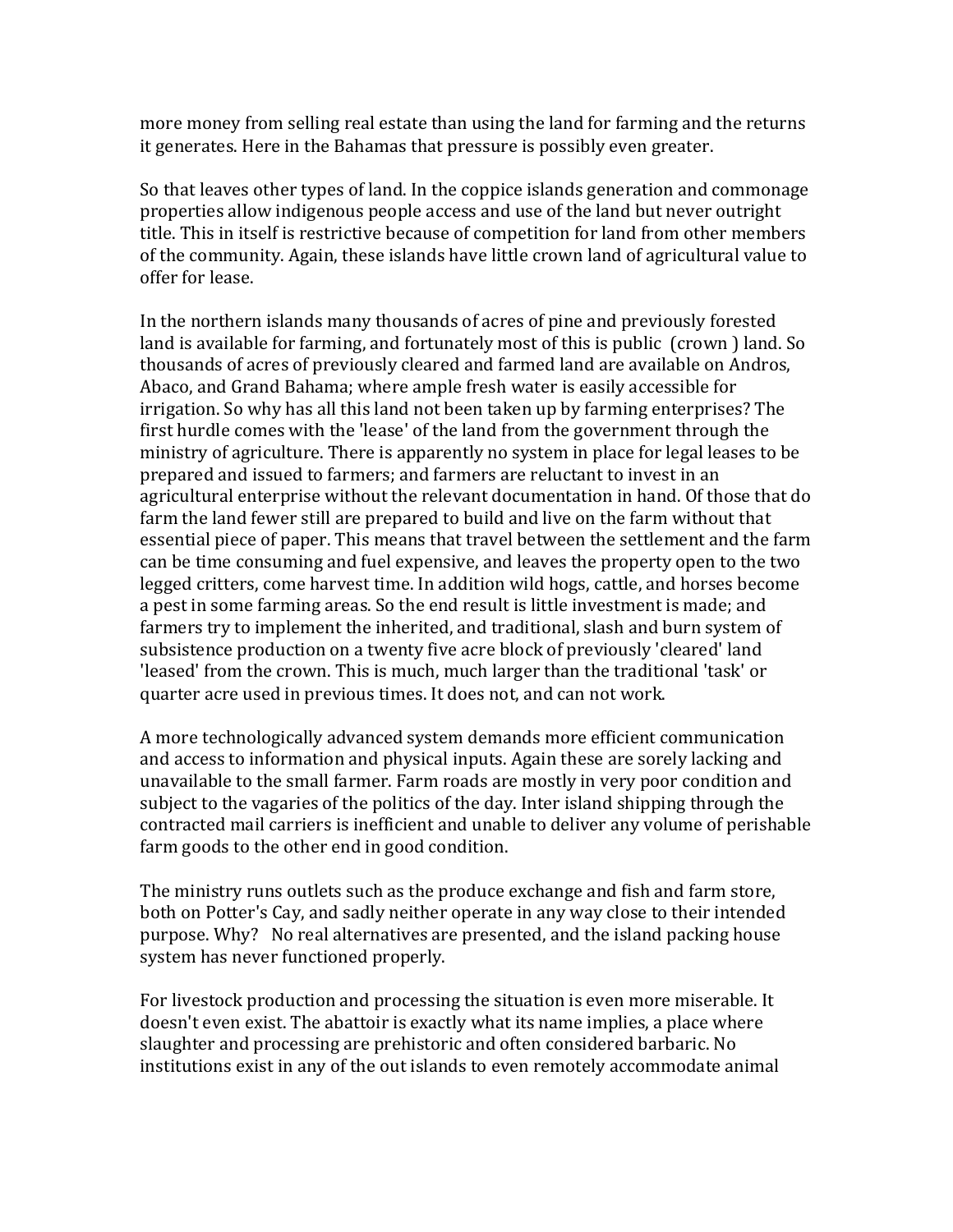more money from selling real estate than using the land for farming and the returns it generates. Here in the Bahamas that pressure is possibly even greater.

So that leaves other types of land. In the coppice islands generation and commonage properties allow indigenous people access and use of the land but never outright title. This in itself is restrictive because of competition for land from other members of the community. Again, these islands have little crown land of agricultural value to offer for lease.

In the northern islands many thousands of acres of pine and previously forested land is available for farming, and fortunately most of this is public (crown ) land. So thousands of acres of previously cleared and farmed land are available on Andros, Abaco, and Grand Bahama; where ample fresh water is easily accessible for irrigation. So why has all this land not been taken up by farming enterprises? The first hurdle comes with the 'lease' of the land from the government through the ministry of agriculture. There is apparently no system in place for legal leases to be prepared and issued to farmers; and farmers are reluctant to invest in an agricultural enterprise without the relevant documentation in hand. Of those that do farm the land fewer still are prepared to build and live on the farm without that essential piece of paper. This means that travel between the settlement and the farm can be time consuming and fuel expensive, and leaves the property open to the two legged critters, come harvest time. In addition wild hogs, cattle, and horses become a pest in some farming areas. So the end result is little investment is made; and farmers try to implement the inherited, and traditional, slash and burn system of subsistence production on a twenty five acre block of previously 'cleared' land 'leased' from the crown. This is much, much larger than the traditional 'task' or quarter acre used in previous times. It does not, and can not work.

A more technologically advanced system demands more efficient communication and access to information and physical inputs. Again these are sorely lacking and unavailable to the small farmer. Farm roads are mostly in very poor condition and subject to the vagaries of the politics of the day. Inter island shipping through the contracted mail carriers is inefficient and unable to deliver any volume of perishable farm goods to the other end in good condition.

The ministry runs outlets such as the produce exchange and fish and farm store, both on Potter's Cay, and sadly neither operate in any way close to their intended purpose. Why? No real alternatives are presented, and the island packing house system has never functioned properly.

For livestock production and processing the situation is even more miserable. It doesn't even exist. The abattoir is exactly what its name implies, a place where slaughter and processing are prehistoric and often considered barbaric. No institutions exist in any of the out islands to even remotely accommodate animal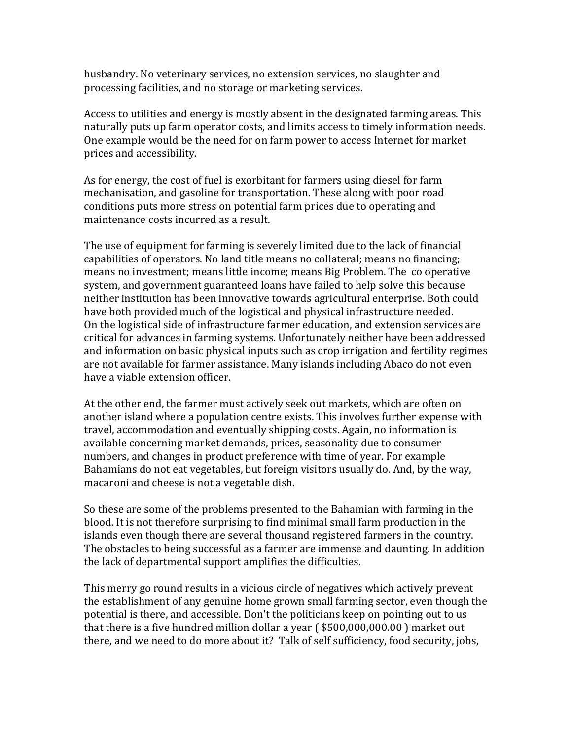husbandry. No veterinary services, no extension services, no slaughter and processing facilities, and no storage or marketing services.

Access to utilities and energy is mostly absent in the designated farming areas. This naturally puts up farm operator costs, and limits access to timely information needs. One example would be the need for on farm power to access Internet for market prices and accessibility.

As for energy, the cost of fuel is exorbitant for farmers using diesel for farm mechanisation, and gasoline for transportation. These along with poor road conditions puts more stress on potential farm prices due to operating and maintenance costs incurred as a result.

The use of equipment for farming is severely limited due to the lack of financial capabilities of operators. No land title means no collateral; means no financing; means no investment; means little income; means Big Problem. The co operative system, and government guaranteed loans have failed to help solve this because neither institution has been innovative towards agricultural enterprise. Both could have both provided much of the logistical and physical infrastructure needed.
On the logistical side of infrastructure farmer education, and extension services are critical for advances in farming systems. Unfortunately neither have been addressed and information on basic physical inputs such as crop irrigation and fertility regimes are not available for farmer assistance. Many islands including Abaco do not even have a viable extension officer.

At the other end, the farmer must actively seek out markets, which are often on another island where a population centre exists. This involves further expense with travel, accommodation and eventually shipping costs. Again, no information is available concerning market demands, prices, seasonality due to consumer numbers, and changes in product preference with time of year. For example Bahamians do not eat vegetables, but foreign visitors usually do. And, by the way, macaroni and cheese is not a vegetable dish.

So these are some of the problems presented to the Bahamian with farming in the blood. It is not therefore surprising to find minimal small farm production in the islands even though there are several thousand registered farmers in the country. The obstacles to being successful as a farmer are immense and daunting. In addition the lack of departmental support amplifies the difficulties.

This merry go round results in a vicious circle of negatives which actively prevent the establishment of any genuine home grown small farming sector, even though the potential is there, and accessible. Don't the politicians keep on pointing out to us that there is a five hundred million dollar a year ( $500,000,000.00 ) market out there, and we need to do more about it? Talk of self sufficiency, food security, jobs,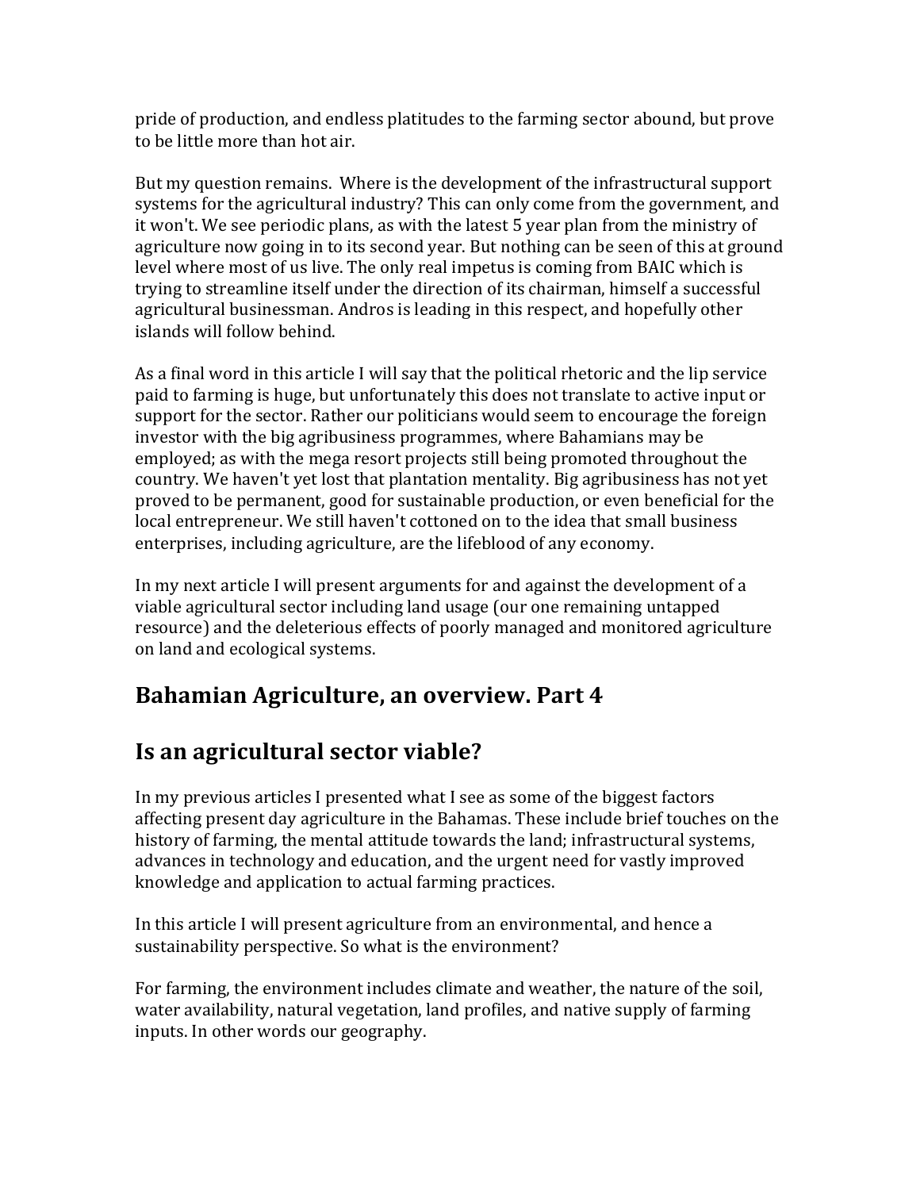pride of production, and endless platitudes to the farming sector abound, but prove to be little more than hot air.

But my question remains. Where is the development of the infrastructural support systems for the agricultural industry? This can only come from the government, and it won't. We see periodic plans, as with the latest 5 year plan from the ministry of agriculture now going in to its second year. But nothing can be seen of this at ground level where most of us live. The only real impetus is coming from BAIC which is trying to streamline itself under the direction of its chairman, himself a successful agricultural businessman. Andros is leading in this respect, and hopefully other islands will follow behind.

As a final word in this article I will say that the political rhetoric and the lip service paid to farming is huge, but unfortunately this does not translate to active input or support for the sector. Rather our politicians would seem to encourage the foreign investor with the big agribusiness programmes, where Bahamians may be employed; as with the mega resort projects still being promoted throughout the country. We haven't yet lost that plantation mentality. Big agribusiness has not yet proved to be permanent, good for sustainable production, or even beneficial for the local entrepreneur. We still haven't cottoned on to the idea that small business enterprises, including agriculture, are the lifeblood of any economy.

In my next article I will present arguments for and against the development of a viable agricultural sector including land usage (our one remaining untapped resource) and the deleterious effects of poorly managed and monitored agriculture on land and ecological systems.

## Bahamian Agriculture, an overview. Part 4

## Is an agricultural sector viable?

In my previous articles I presented what I see as some of the biggest factors affecting present day agriculture in the Bahamas. These include brief touches on the history of farming, the mental attitude towards the land; infrastructural systems, advances in technology and education, and the urgent need for vastly improved knowledge and application to actual farming practices.

In this article I will present agriculture from an environmental, and hence a sustainability perspective. So what is the environment?

For farming, the environment includes climate and weather, the nature of the soil, water availability, natural vegetation, land profiles, and native supply of farming inputs. In other words our geography.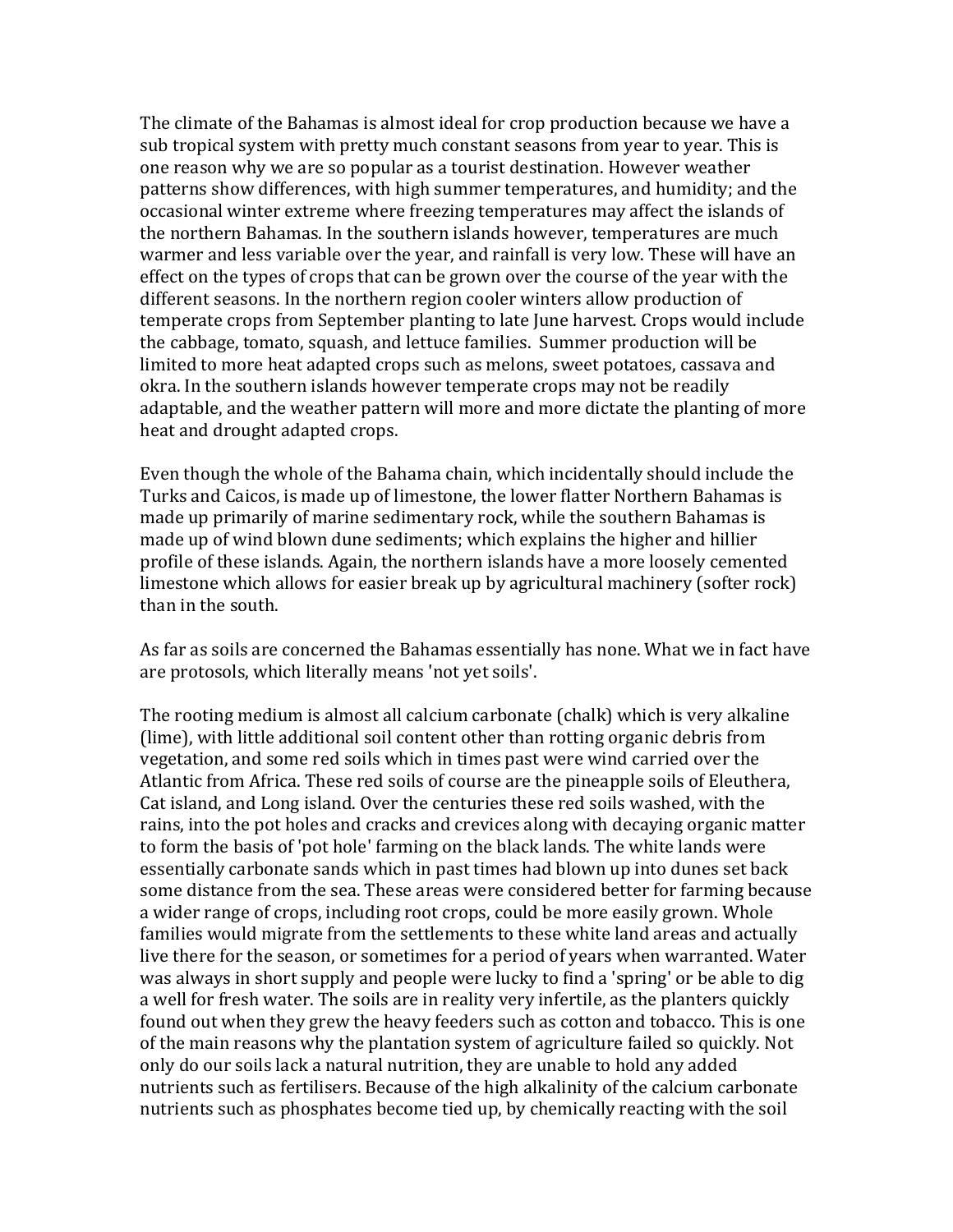The climate of the Bahamas is almost ideal for crop production because we have a sub tropical system with pretty much constant seasons from year to year. This is one reason why we are so popular as a tourist destination. However weather patterns show differences, with high summer temperatures, and humidity; and the occasional winter extreme where freezing temperatures may affect the islands of the northern Bahamas. In the southern islands however, temperatures are much warmer and less variable over the year, and rainfall is very low. These will have an effect on the types of crops that can be grown over the course of the year with the different seasons. In the northern region cooler winters allow production of temperate crops from September planting to late June harvest. Crops would include the cabbage, tomato, squash, and lettuce families. Summer production will be limited to more heat adapted crops such as melons, sweet potatoes, cassava and okra. In the southern islands however temperate crops may not be readily adaptable, and the weather pattern will more and more dictate the planting of more heat and drought adapted crops.

Even though the whole of the Bahama chain, which incidentally should include the Turks and Caicos, is made up of limestone, the lower flatter Northern Bahamas is made up primarily of marine sedimentary rock, while the southern Bahamas is made up of wind blown dune sediments; which explains the higher and hillier profile of these islands. Again, the northern islands have a more loosely cemented limestone which allows for easier break up by agricultural machinery (softer rock) than in the south.

As far as soils are concerned the Bahamas essentially has none. What we in fact have are protosols, which literally means 'not yet soils'.

The rooting medium is almost all calcium carbonate (chalk) which is very alkaline (lime), with little additional soil content other than rotting organic debris from vegetation, and some red soils which in times past were wind carried over the Atlantic from Africa. These red soils of course are the pineapple soils of Eleuthera, Cat island, and Long island. Over the centuries these red soils washed, with the rains, into the pot holes and cracks and crevices along with decaying organic matter to form the basis of 'pot hole' farming on the black lands. The white lands were essentially carbonate sands which in past times had blown up into dunes set back some distance from the sea. These areas were considered better for farming because a wider range of crops, including root crops, could be more easily grown. Whole families would migrate from the settlements to these white land areas and actually live there for the season, or sometimes for a period of years when warranted. Water was always in short supply and people were lucky to find a 'spring' or be able to dig a well for fresh water. The soils are in reality very infertile, as the planters quickly found out when they grew the heavy feeders such as cotton and tobacco. This is one of the main reasons why the plantation system of agriculture failed so quickly. Not only do our soils lack a natural nutrition, they are unable to hold any added nutrients such as fertilisers. Because of the high alkalinity of the calcium carbonate nutrients such as phosphates become tied up, by chemically reacting with the soil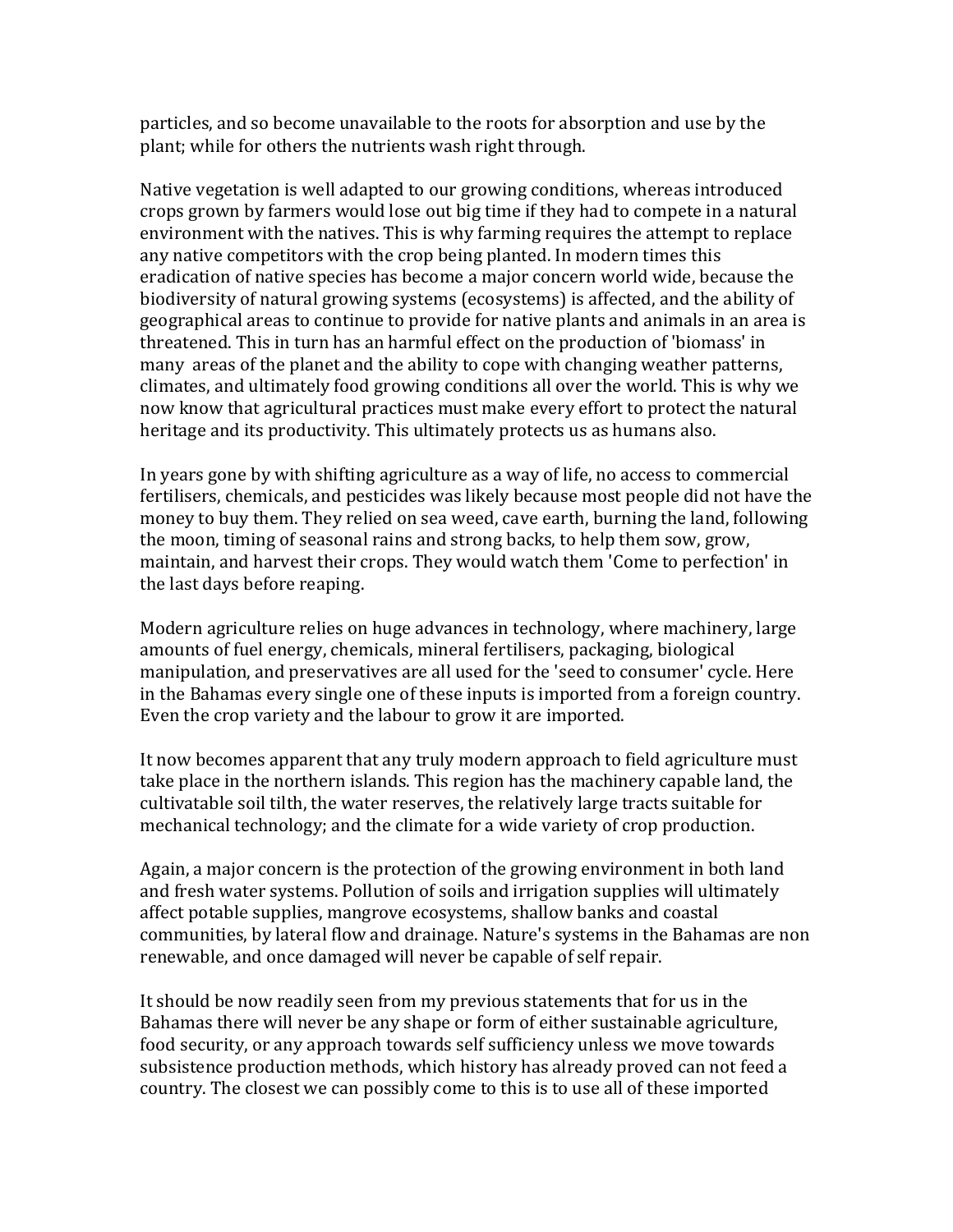particles, and so become unavailable to the roots for absorption and use by the plant; while for others the nutrients wash right through.

Native vegetation is well adapted to our growing conditions, whereas introduced crops grown by farmers would lose out big time if they had to compete in a natural environment with the natives. This is why farming requires the attempt to replace any native competitors with the crop being planted. In modern times this eradication of native species has become a major concern world wide, because the biodiversity of natural growing systems (ecosystems) is affected, and the ability of geographical areas to continue to provide for native plants and animals in an area is threatened. This in turn has an harmful effect on the production of 'biomass' in many areas of the planet and the ability to cope with changing weather patterns, climates, and ultimately food growing conditions all over the world. This is why we now know that agricultural practices must make every effort to protect the natural heritage and its productivity. This ultimately protects us as humans also.

In years gone by with shifting agriculture as a way of life, no access to commercial fertilisers, chemicals, and pesticides was likely because most people did not have the money to buy them. They relied on sea weed, cave earth, burning the land, following the moon, timing of seasonal rains and strong backs, to help them sow, grow, maintain, and harvest their crops. They would watch them 'Come to perfection' in the last days before reaping.

Modern agriculture relies on huge advances in technology, where machinery, large amounts of fuel energy, chemicals, mineral fertilisers, packaging, biological manipulation, and preservatives are all used for the 'seed to consumer' cycle. Here in the Bahamas every single one of these inputs is imported from a foreign country. Even the crop variety and the labour to grow it are imported.

It now becomes apparent that any truly modern approach to field agriculture must take place in the northern islands. This region has the machinery capable land, the cultivatable soil tilth, the water reserves, the relatively large tracts suitable for mechanical technology; and the climate for a wide variety of crop production.

Again, a major concern is the protection of the growing environment in both land and fresh water systems. Pollution of soils and irrigation supplies will ultimately affect potable supplies, mangrove ecosystems, shallow banks and coastal communities, by lateral flow and drainage. Nature's systems in the Bahamas are non renewable, and once damaged will never be capable of self repair.

It should be now readily seen from my previous statements that for us in the Bahamas there will never be any shape or form of either sustainable agriculture, food security, or any approach towards self sufficiency unless we move towards subsistence production methods, which history has already proved can not feed a country. The closest we can possibly come to this is to use all of these imported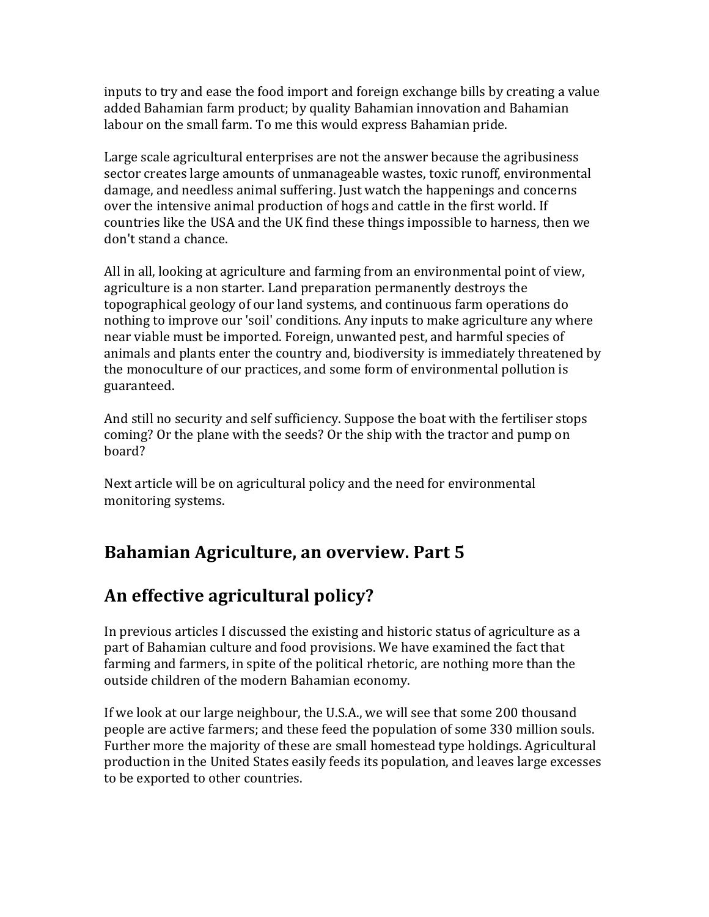inputs to try and ease the food import and foreign exchange bills by creating a value added Bahamian farm product; by quality Bahamian innovation and Bahamian labour on the small farm. To me this would express Bahamian pride.

Large scale agricultural enterprises are not the answer because the agribusiness sector creates large amounts of unmanageable wastes, toxic runoff, environmental damage, and needless animal suffering. Just watch the happenings and concerns over the intensive animal production of hogs and cattle in the first world. If countries like the USA and the UK find these things impossible to harness, then we don't stand a chance.

All in all, looking at agriculture and farming from an environmental point of view, agriculture is a non starter. Land preparation permanently destroys the topographical geology of our land systems, and continuous farm operations do nothing to improve our 'soil' conditions. Any inputs to make agriculture any where near viable must be imported. Foreign, unwanted pest, and harmful species of animals and plants enter the country and, biodiversity is immediately threatened by the monoculture of our practices, and some form of environmental pollution is guaranteed.

And still no security and self sufficiency. Suppose the boat with the fertiliser stops coming? Or the plane with the seeds? Or the ship with the tractor and pump on board?

Next article will be on agricultural policy and the need for environmental monitoring systems.

## Bahamian Agriculture, an overview. Part 5

## An effective agricultural policy?

In previous articles I discussed the existing and historic status of agriculture as a part of Bahamian culture and food provisions. We have examined the fact that farming and farmers, in spite of the political rhetoric, are nothing more than the outside children of the modern Bahamian economy.

If we look at our large neighbour, the U.S.A., we will see that some 200 thousand people are active farmers; and these feed the population of some 330 million souls. Further more the majority of these are small homestead type holdings. Agricultural production in the United States easily feeds its population, and leaves large excesses to be exported to other countries.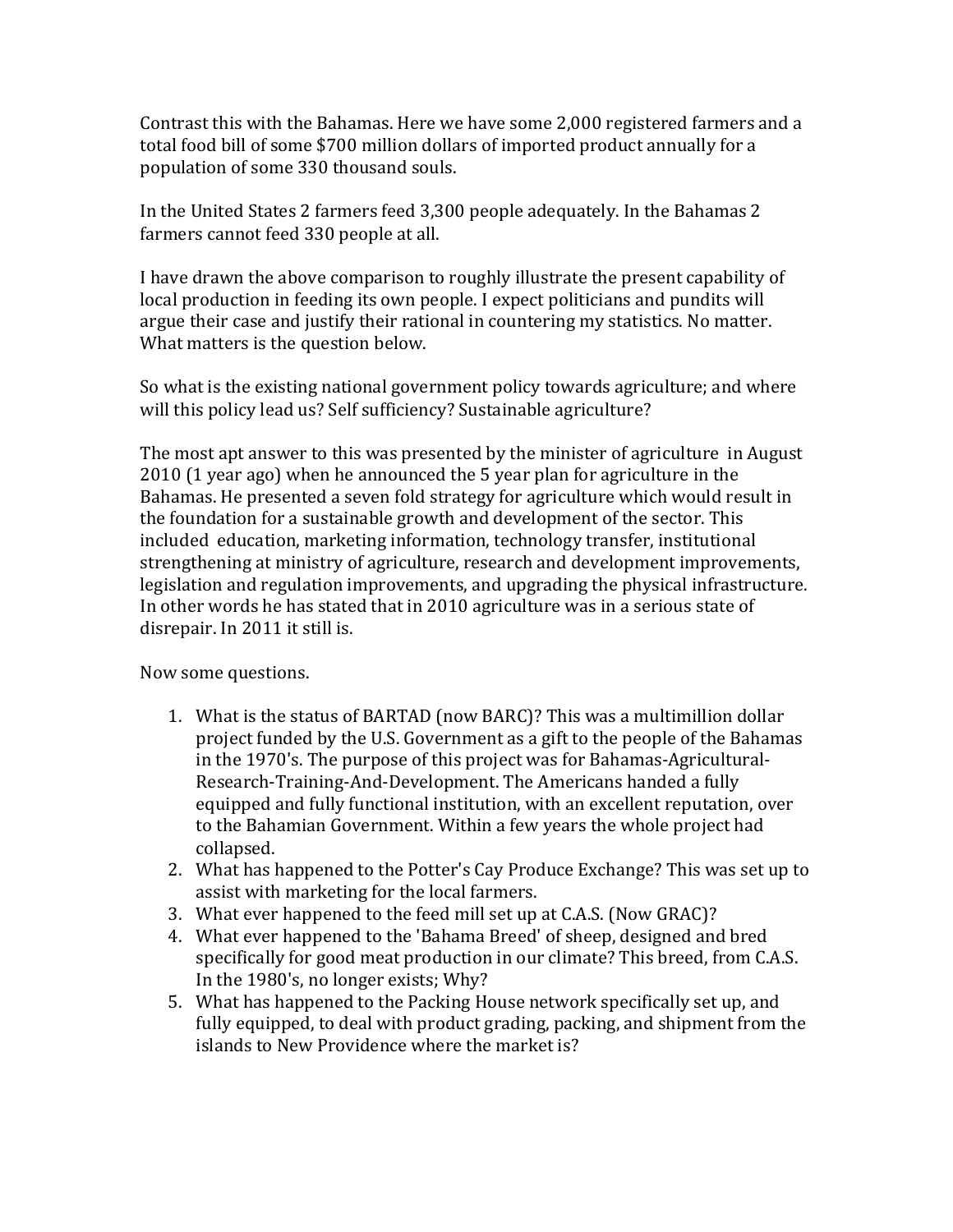Contrast this with the Bahamas. Here we have some 2,000 registered farmers and a total food bill of some $700 million dollars of imported product annually for a population of some 330 thousand souls.

In the United States 2 farmers feed 3,300 people adequately. In the Bahamas 2 farmers cannot feed 330 people at all.

I have drawn the above comparison to roughly illustrate the present capability of local production in feeding its own people. I expect politicians and pundits will argue their case and justify their rational in countering my statistics. No matter. What matters is the question below.

So what is the existing national government policy towards agriculture; and where will this policy lead us? Self sufficiency? Sustainable agriculture?

The most apt answer to this was presented by the minister of agriculture in August 2010 (1 year ago) when he announced the 5 year plan for agriculture in the Bahamas. He presented a seven fold strategy for agriculture which would result in the foundation for a sustainable growth and development of the sector. This included education, marketing information, technology transfer, institutional strengthening at ministry of agriculture, research and development improvements, legislation and regulation improvements, and upgrading the physical infrastructure. In other words he has stated that in 2010 agriculture was in a serious state of disrepair. In 2011 it still is.

Now some questions.

1. What is the status of BARTAD (now BARC)? This was a multimillion dollar project funded by the U.S. Government as a gift to the people of the Bahamas in the 1970's. The purpose of this project was for Bahamas-Agricultural-Research-Training-And-Development. The Americans handed a fully equipped and fully functional institution, with an excellent reputation, over to the Bahamian Government. Within a few years the whole project had collapsed.
2. What has happened to the Potter's Cay Produce Exchange? This was set up to assist with marketing for the local farmers.
3. What ever happened to the feed mill set up at C.A.S. (Now GRAC)?
4. What ever happened to the 'Bahama Breed' of sheep, designed and bred specifically for good meat production in our climate? This breed, from C.A.S. In the 1980's, no longer exists; Why?
5. What has happened to the Packing House network specifically set up, and fully equipped, to deal with product grading, packing, and shipment from the islands to New Providence where the market is?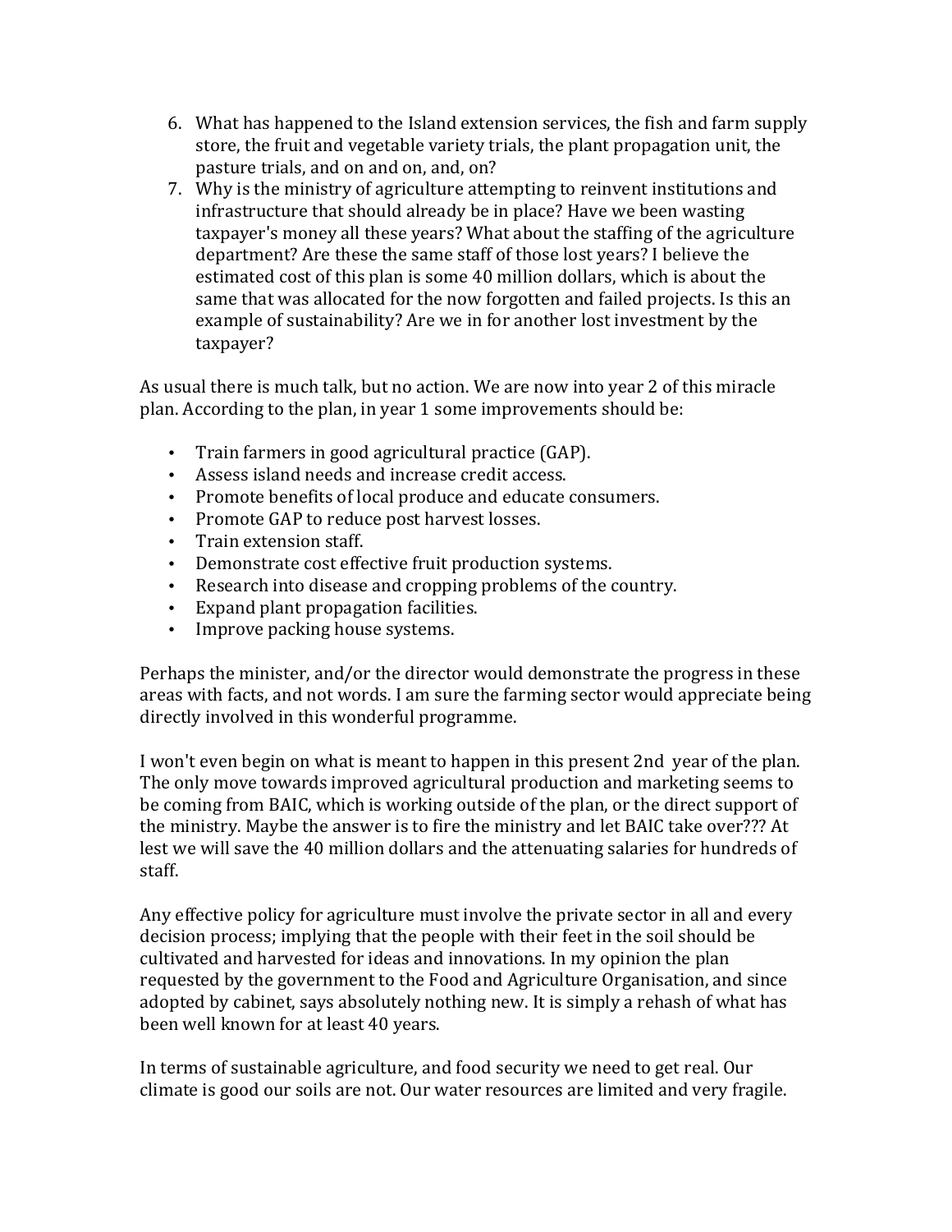6. What has happened to the Island extension services, the fish and farm supply store, the fruit and vegetable variety trials, the plant propagation unit, the pasture trials, and on and on, and, on?
7. Why is the ministry of agriculture attempting to reinvent institutions and infrastructure that should already be in place? Have we been wasting taxpayer's money all these years? What about the staffing of the agriculture department? Are these the same staff of those lost years? I believe the estimated cost of this plan is some 40 million dollars, which is about the same that was allocated for the now forgotten and failed projects. Is this an example of sustainability? Are we in for another lost investment by the taxpayer?

As usual there is much talk, but no action. We are now into year 2 of this miracle plan. According to the plan, in year 1 some improvements should be:

- Train farmers in good agricultural practice (GAP).
- Assess island needs and increase credit access.
- Promote benefits of local produce and educate consumers.
- Promote GAP to reduce post harvest losses.
- Train extension staff.
- Demonstrate cost effective fruit production systems.
- Research into disease and cropping problems of the country.
- Expand plant propagation facilities.
- Improve packing house systems.

Perhaps the minister, and/or the director would demonstrate the progress in these areas with facts, and not words. I am sure the farming sector would appreciate being directly involved in this wonderful programme.

I won't even begin on what is meant to happen in this present 2nd year of the plan. The only move towards improved agricultural production and marketing seems to be coming from BAIC, which is working outside of the plan, or the direct support of the ministry. Maybe the answer is to fire the ministry and let BAIC take over??? At lest we will save the 40 million dollars and the attenuating salaries for hundreds of staff.

Any effective policy for agriculture must involve the private sector in all and every decision process; implying that the people with their feet in the soil should be cultivated and harvested for ideas and innovations. In my opinion the plan requested by the government to the Food and Agriculture Organisation, and since adopted by cabinet, says absolutely nothing new. It is simply a rehash of what has been well known for at least 40 years.

In terms of sustainable agriculture, and food security we need to get real. Our climate is good our soils are not. Our water resources are limited and very fragile.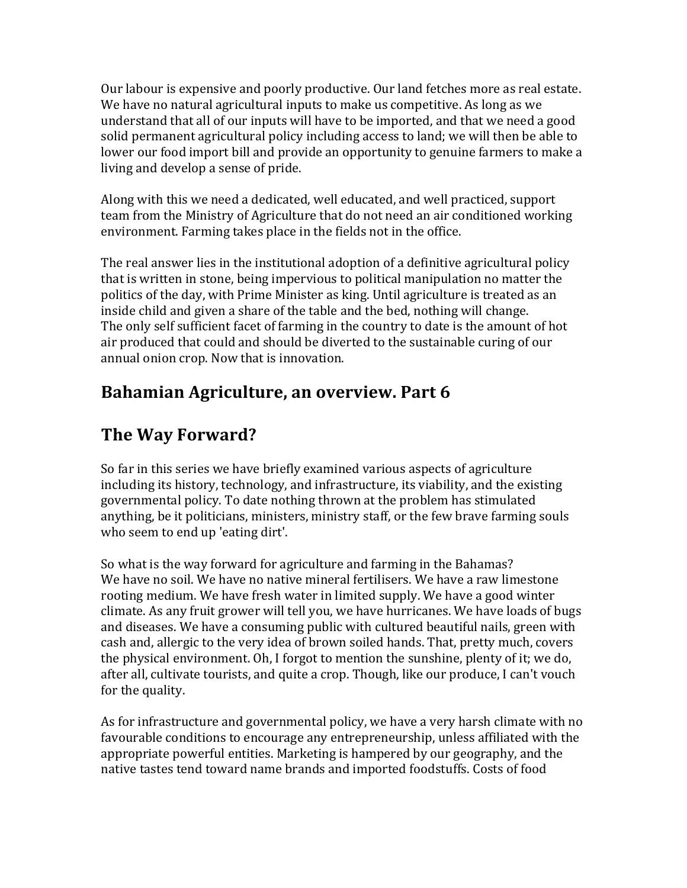Our labour is expensive and poorly productive. Our land fetches more as real estate. We have no natural agricultural inputs to make us competitive. As long as we understand that all of our inputs will have to be imported, and that we need a good solid permanent agricultural policy including access to land; we will then be able to lower our food import bill and provide an opportunity to genuine farmers to make a living and develop a sense of pride.

Along with this we need a dedicated, well educated, and well practiced, support team from the Ministry of Agriculture that do not need an air conditioned working environment. Farming takes place in the fields not in the office.

The real answer lies in the institutional adoption of a definitive agricultural policy that is written in stone, being impervious to political manipulation no matter the politics of the day, with Prime Minister as king. Until agriculture is treated as an inside child and given a share of the table and the bed, nothing will change.
The only self sufficient facet of farming in the country to date is the amount of hot air produced that could and should be diverted to the sustainable curing of our annual onion crop. Now that is innovation.

## Bahamian Agriculture, an overview. Part 6

## The Way Forward?

So far in this series we have briefly examined various aspects of agriculture including its history, technology, and infrastructure, its viability, and the existing governmental policy. To date nothing thrown at the problem has stimulated anything, be it politicians, ministers, ministry staff, or the few brave farming souls who seem to end up 'eating dirt'.

So what is the way forward for agriculture and farming in the Bahamas?
We have no soil. We have no native mineral fertilisers. We have a raw limestone rooting medium. We have fresh water in limited supply. We have a good winter climate. As any fruit grower will tell you, we have hurricanes. We have loads of bugs and diseases. We have a consuming public with cultured beautiful nails, green with cash and, allergic to the very idea of brown soiled hands. That, pretty much, covers the physical environment. Oh, I forgot to mention the sunshine, plenty of it; we do, after all, cultivate tourists, and quite a crop. Though, like our produce, I can't vouch for the quality.

As for infrastructure and governmental policy, we have a very harsh climate with no favourable conditions to encourage any entrepreneurship, unless affiliated with the appropriate powerful entities. Marketing is hampered by our geography, and the native tastes tend toward name brands and imported foodstuffs. Costs of food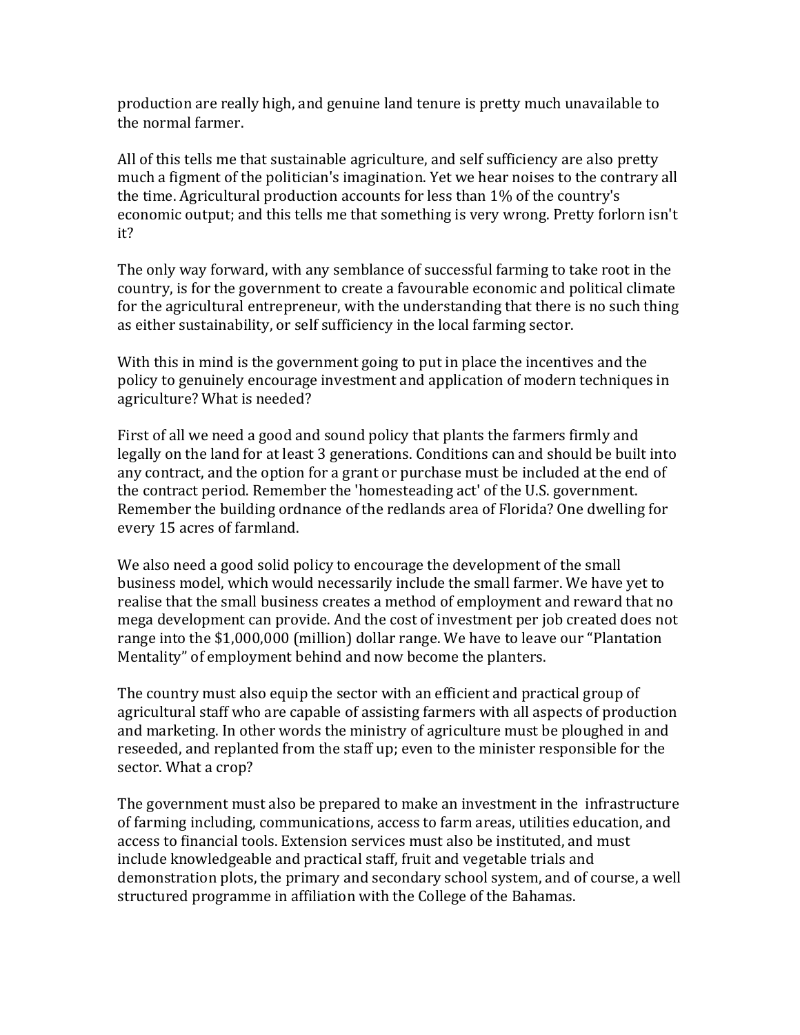production are really high, and genuine land tenure is pretty much unavailable to the normal farmer.

All of this tells me that sustainable agriculture, and self sufficiency are also pretty much a figment of the politician's imagination. Yet we hear noises to the contrary all the time. Agricultural production accounts for less than 1% of the country's economic output; and this tells me that something is very wrong. Pretty forlorn isn't it?

The only way forward, with any semblance of successful farming to take root in the country, is for the government to create a favourable economic and political climate for the agricultural entrepreneur, with the understanding that there is no such thing as either sustainability, or self sufficiency in the local farming sector.

With this in mind is the government going to put in place the incentives and the policy to genuinely encourage investment and application of modern techniques in agriculture? What is needed?

First of all we need a good and sound policy that plants the farmers firmly and legally on the land for at least 3 generations. Conditions can and should be built into any contract, and the option for a grant or purchase must be included at the end of the contract period. Remember the 'homesteading act' of the U.S. government. Remember the building ordnance of the redlands area of Florida? One dwelling for every 15 acres of farmland.

We also need a good solid policy to encourage the development of the small business model, which would necessarily include the small farmer. We have yet to realise that the small business creates a method of employment and reward that no mega development can provide. And the cost of investment per job created does not range into the $1,000,000 (million) dollar range. We have to leave our "Plantation Mentality" of employment behind and now become the planters.

The country must also equip the sector with an efficient and practical group of agricultural staff who are capable of assisting farmers with all aspects of production and marketing. In other words the ministry of agriculture must be ploughed in and reseeded, and replanted from the staff up; even to the minister responsible for the sector. What a crop?

The government must also be prepared to make an investment in the infrastructure of farming including, communications, access to farm areas, utilities education, and access to financial tools. Extension services must also be instituted, and must include knowledgeable and practical staff, fruit and vegetable trials and demonstration plots, the primary and secondary school system, and of course, a well structured programme in affiliation with the College of the Bahamas.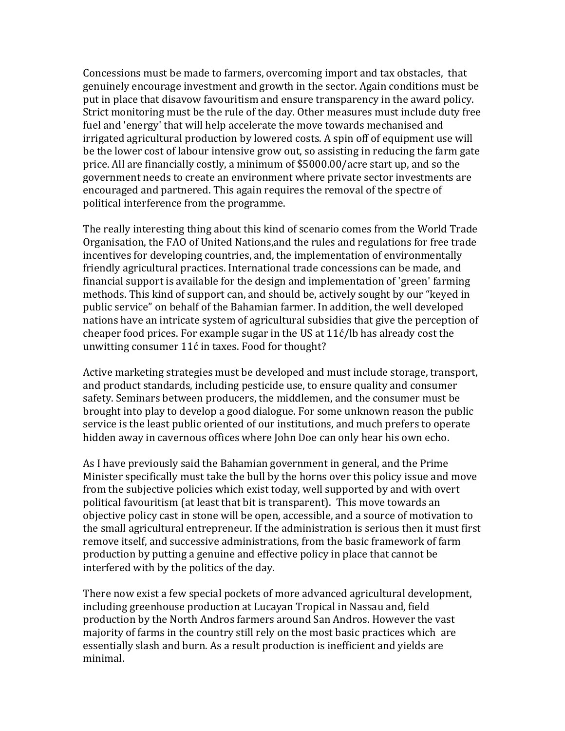Concessions must be made to farmers, overcoming import and tax obstacles, that genuinely encourage investment and growth in the sector. Again conditions must be put in place that disavow favouritism and ensure transparency in the award policy. Strict monitoring must be the rule of the day. Other measures must include duty free fuel and 'energy' that will help accelerate the move towards mechanised and irrigated agricultural production by lowered costs. A spin off of equipment use will be the lower cost of labour intensive grow out, so assisting in reducing the farm gate price. All are financially costly, a minimum of $5000.00/acre start up, and so the government needs to create an environment where private sector investments are encouraged and partnered. This again requires the removal of the spectre of political interference from the programme.

The really interesting thing about this kind of scenario comes from the World Trade Organisation, the FAO of United Nations,and the rules and regulations for free trade incentives for developing countries, and, the implementation of environmentally friendly agricultural practices. International trade concessions can be made, and financial support is available for the design and implementation of 'green' farming methods. This kind of support can, and should be, actively sought by our “keyed in public service” on behalf of the Bahamian farmer. In addition, the well developed nations have an intricate system of agricultural subsidies that give the perception of cheaper food prices. For example sugar in the US at 11ć/lb has already cost the unwitting consumer 11ć in taxes. Food for thought?

Active marketing strategies must be developed and must include storage, transport, and product standards, including pesticide use, to ensure quality and consumer safety. Seminars between producers, the middlemen, and the consumer must be brought into play to develop a good dialogue. For some unknown reason the public service is the least public oriented of our institutions, and much prefers to operate hidden away in cavernous offices where John Doe can only hear his own echo.

As I have previously said the Bahamian government in general, and the Prime Minister specifically must take the bull by the horns over this policy issue and move from the subjective policies which exist today, well supported by and with overt political favouritism (at least that bit is transparent). This move towards an objective policy cast in stone will be open, accessible, and a source of motivation to the small agricultural entrepreneur. If the administration is serious then it must first remove itself, and successive administrations, from the basic framework of farm production by putting a genuine and effective policy in place that cannot be interfered with by the politics of the day.

There now exist a few special pockets of more advanced agricultural development, including greenhouse production at Lucayan Tropical in Nassau and, field production by the North Andros farmers around San Andros. However the vast majority of farms in the country still rely on the most basic practices which are essentially slash and burn. As a result production is inefficient and yields are minimal.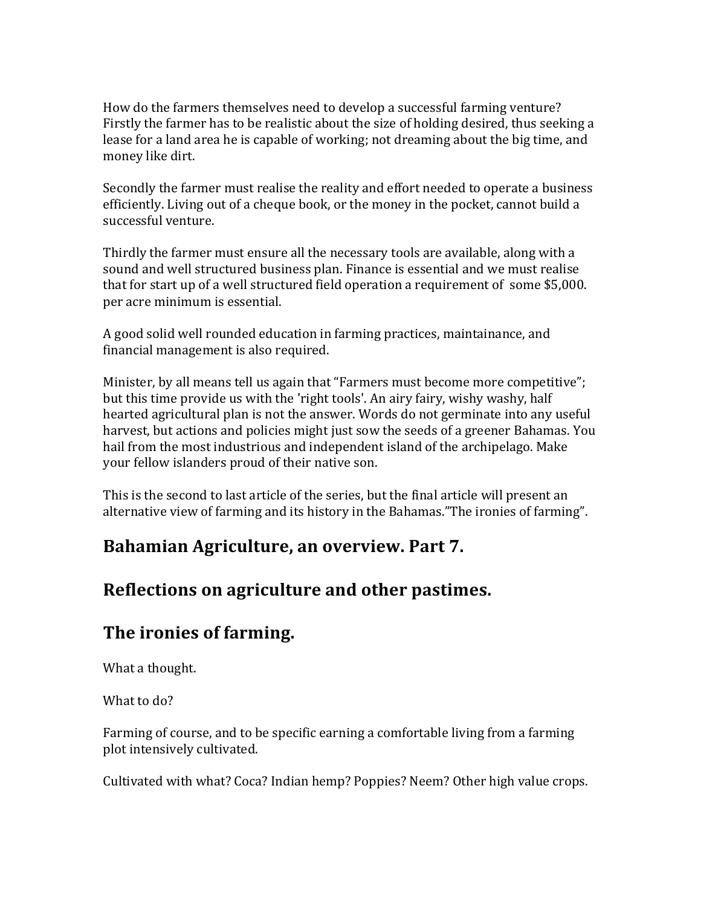How do the farmers themselves need to develop a successful farming venture? Firstly the farmer has to be realistic about the size of holding desired, thus seeking a lease for a land area he is capable of working; not dreaming about the big time, and money like dirt.

Secondly the farmer must realise the reality and effort needed to operate a business efficiently. Living out of a cheque book, or the money in the pocket, cannot build a successful venture.

Thirdly the farmer must ensure all the necessary tools are available, along with a sound and well structured business plan. Finance is essential and we must realise that for start up of a well structured field operation a requirement of some $5,000. per acre minimum is essential.

A good solid well rounded education in farming practices, maintainance, and financial management is also required.

Minister, by all means tell us again that "Farmers must become more competitive"; but this time provide us with the 'right tools'. An airy fairy, wishy washy, half hearted agricultural plan is not the answer. Words do not germinate into any useful harvest, but actions and policies might just sow the seeds of a greener Bahamas. You hail from the most industrious and independent island of the archipelago. Make your fellow islanders proud of their native son.

This is the second to last article of the series, but the final article will present an alternative view of farming and its history in the Bahamas."The ironies of farming".

## Bahamian Agriculture, an overview. Part 7.

## Reflections on agriculture and other pastimes.

## The ironies of farming.

What a thought.

What to do?

Farming of course, and to be specific earning a comfortable living from a farming plot intensively cultivated.

Cultivated with what? Coca? Indian hemp? Poppies? Neem? Other high value crops.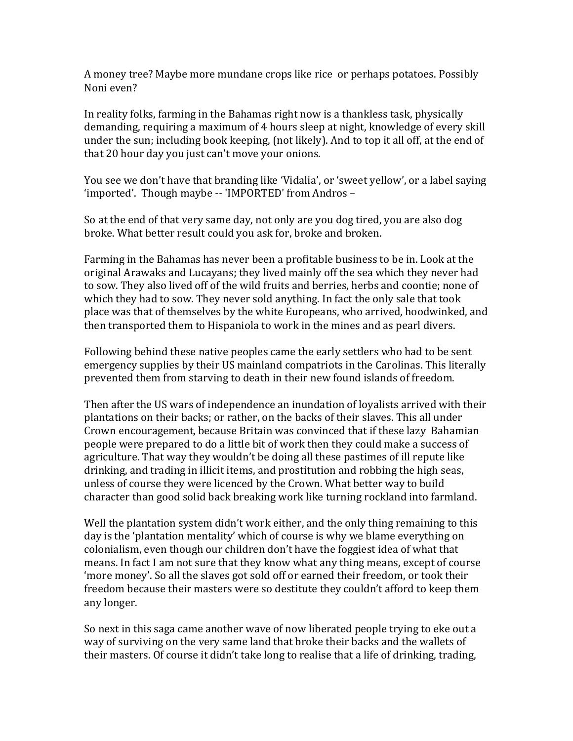A money tree? Maybe more mundane crops like rice or perhaps potatoes. Possibly Noni even?

In reality folks, farming in the Bahamas right now is a thankless task, physically demanding, requiring a maximum of 4 hours sleep at night, knowledge of every skill under the sun; including book keeping, (not likely). And to top it all off, at the end of that 20 hour day you just can't move your onions.

You see we don't have that branding like 'Vidalia', or 'sweet yellow', or a label saying 'imported'. Though maybe -- 'IMPORTED' from Andros –

So at the end of that very same day, not only are you dog tired, you are also dog broke. What better result could you ask for, broke and broken.

Farming in the Bahamas has never been a profitable business to be in. Look at the original Arawaks and Lucayans; they lived mainly off the sea which they never had to sow. They also lived off of the wild fruits and berries, herbs and coontie; none of which they had to sow. They never sold anything. In fact the only sale that took place was that of themselves by the white Europeans, who arrived, hoodwinked, and then transported them to Hispaniola to work in the mines and as pearl divers.

Following behind these native peoples came the early settlers who had to be sent emergency supplies by their US mainland compatriots in the Carolinas. This literally prevented them from starving to death in their new found islands of freedom.

Then after the US wars of independence an inundation of loyalists arrived with their plantations on their backs; or rather, on the backs of their slaves. This all under Crown encouragement, because Britain was convinced that if these lazy Bahamian people were prepared to do a little bit of work then they could make a success of agriculture. That way they wouldn't be doing all these pastimes of ill repute like drinking, and trading in illicit items, and prostitution and robbing the high seas, unless of course they were licenced by the Crown. What better way to build character than good solid back breaking work like turning rockland into farmland.

Well the plantation system didn't work either, and the only thing remaining to this day is the 'plantation mentality' which of course is why we blame everything on colonialism, even though our children don't have the foggiest idea of what that means. In fact I am not sure that they know what any thing means, except of course 'more money'. So all the slaves got sold off or earned their freedom, or took their freedom because their masters were so destitute they couldn't afford to keep them any longer.

So next in this saga came another wave of now liberated people trying to eke out a way of surviving on the very same land that broke their backs and the wallets of their masters. Of course it didn't take long to realise that a life of drinking, trading,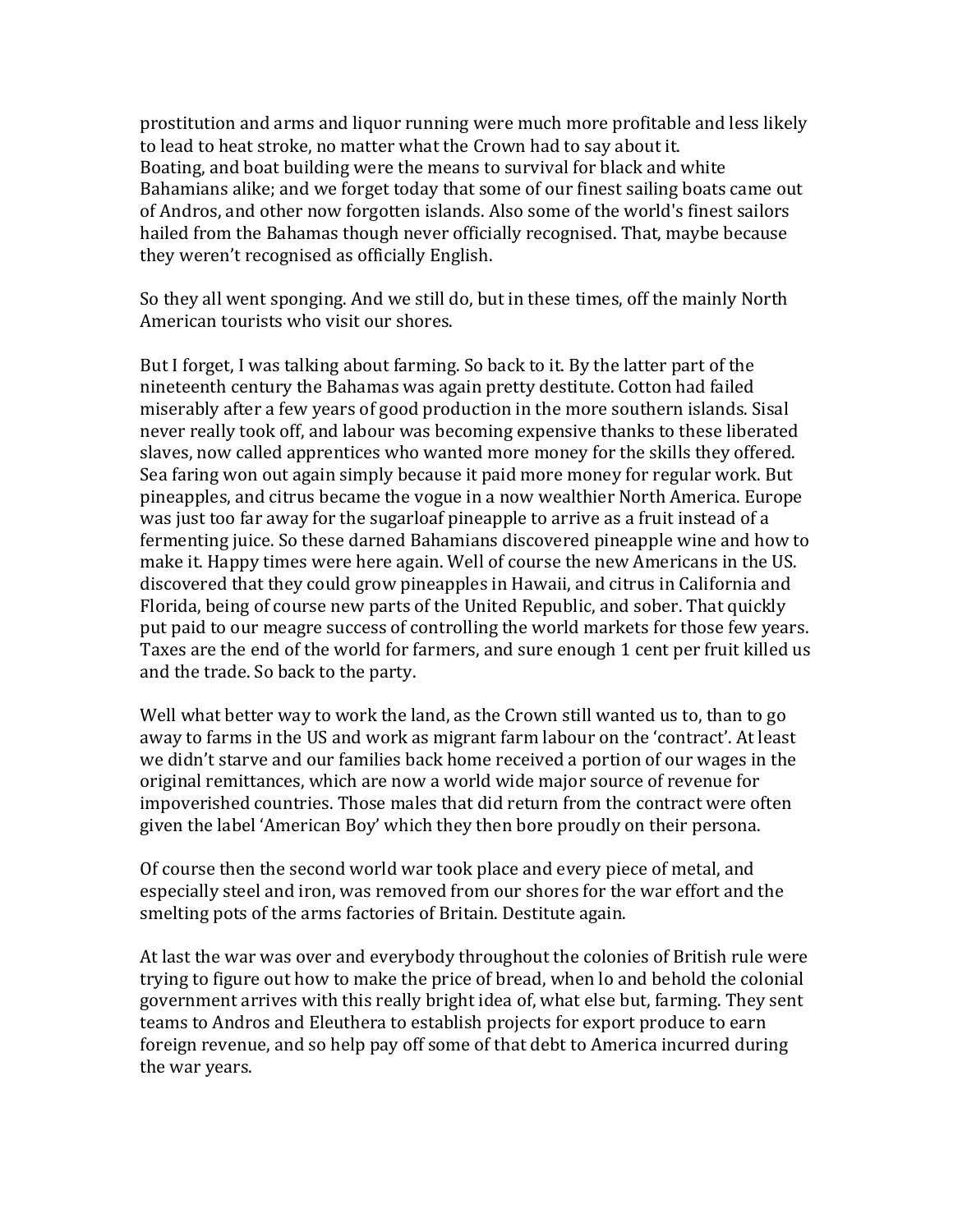prostitution and arms and liquor running were much more profitable and less likely to lead to heat stroke, no matter what the Crown had to say about it.
Boating, and boat building were the means to survival for black and white Bahamians alike; and we forget today that some of our finest sailing boats came out of Andros, and other now forgotten islands. Also some of the world's finest sailors hailed from the Bahamas though never officially recognised. That, maybe because they weren't recognised as officially English.

So they all went sponging. And we still do, but in these times, off the mainly North American tourists who visit our shores.

But I forget, I was talking about farming. So back to it. By the latter part of the nineteenth century the Bahamas was again pretty destitute. Cotton had failed miserably after a few years of good production in the more southern islands. Sisal never really took off, and labour was becoming expensive thanks to these liberated slaves, now called apprentices who wanted more money for the skills they offered. Sea faring won out again simply because it paid more money for regular work. But pineapples, and citrus became the vogue in a now wealthier North America. Europe was just too far away for the sugarloaf pineapple to arrive as a fruit instead of a fermenting juice. So these darned Bahamians discovered pineapple wine and how to make it. Happy times were here again. Well of course the new Americans in the US. discovered that they could grow pineapples in Hawaii, and citrus in California and Florida, being of course new parts of the United Republic, and sober. That quickly put paid to our meagre success of controlling the world markets for those few years. Taxes are the end of the world for farmers, and sure enough 1 cent per fruit killed us and the trade. So back to the party.

Well what better way to work the land, as the Crown still wanted us to, than to go away to farms in the US and work as migrant farm labour on the 'contract'. At least we didn't starve and our families back home received a portion of our wages in the original remittances, which are now a world wide major source of revenue for impoverished countries. Those males that did return from the contract were often given the label 'American Boy' which they then bore proudly on their persona.

Of course then the second world war took place and every piece of metal, and especially steel and iron, was removed from our shores for the war effort and the smelting pots of the arms factories of Britain. Destitute again.

At last the war was over and everybody throughout the colonies of British rule were trying to figure out how to make the price of bread, when lo and behold the colonial government arrives with this really bright idea of, what else but, farming. They sent teams to Andros and Eleuthera to establish projects for export produce to earn foreign revenue, and so help pay off some of that debt to America incurred during the war years.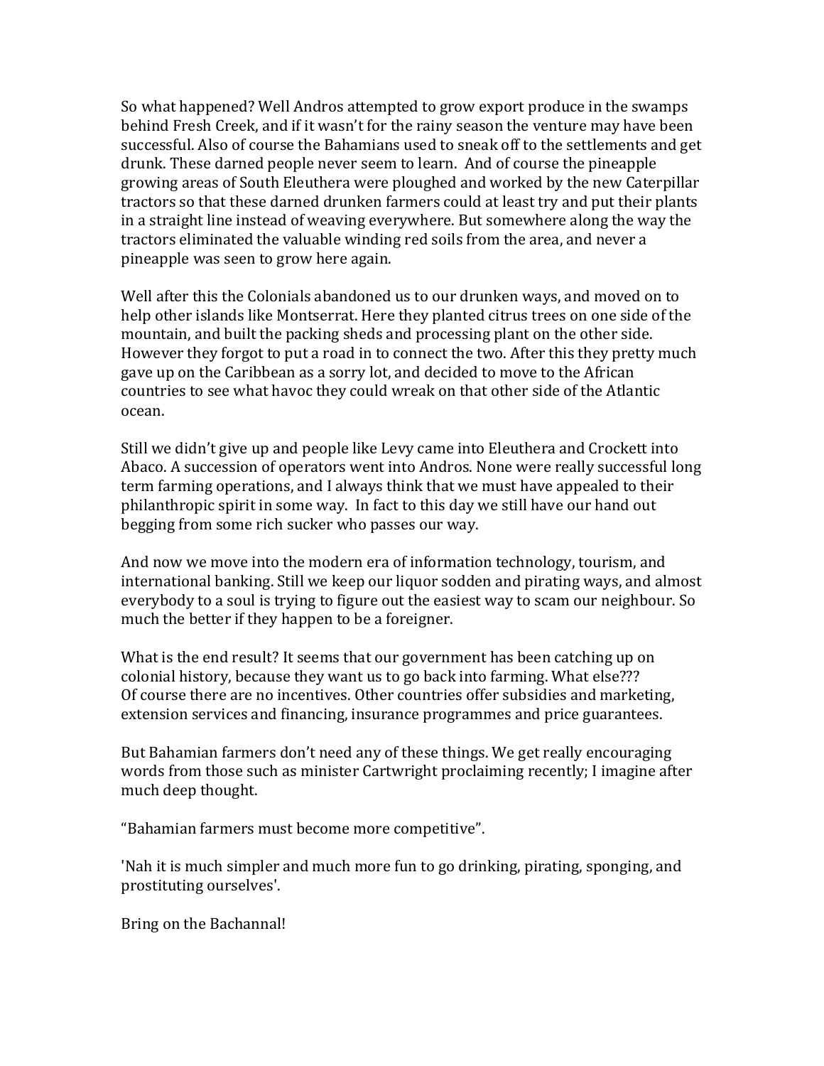So what happened? Well Andros attempted to grow export produce in the swamps behind Fresh Creek, and if it wasn't for the rainy season the venture may have been successful. Also of course the Bahamians used to sneak off to the settlements and get drunk. These darned people never seem to learn. And of course the pineapple growing areas of South Eleuthera were ploughed and worked by the new Caterpillar tractors so that these darned drunken farmers could at least try and put their plants in a straight line instead of weaving everywhere. But somewhere along the way the tractors eliminated the valuable winding red soils from the area, and never a pineapple was seen to grow here again.

Well after this the Colonials abandoned us to our drunken ways, and moved on to help other islands like Montserrat. Here they planted citrus trees on one side of the mountain, and built the packing sheds and processing plant on the other side. However they forgot to put a road in to connect the two. After this they pretty much gave up on the Caribbean as a sorry lot, and decided to move to the African countries to see what havoc they could wreak on that other side of the Atlantic ocean.

Still we didn't give up and people like Levy came into Eleuthera and Crockett into Abaco. A succession of operators went into Andros. None were really successful long term farming operations, and I always think that we must have appealed to their philanthropic spirit in some way. In fact to this day we still have our hand out begging from some rich sucker who passes our way.

And now we move into the modern era of information technology, tourism, and international banking. Still we keep our liquor sodden and pirating ways, and almost everybody to a soul is trying to figure out the easiest way to scam our neighbour. So much the better if they happen to be a foreigner.

What is the end result? It seems that our government has been catching up on colonial history, because they want us to go back into farming. What else???
Of course there are no incentives. Other countries offer subsidies and marketing, extension services and financing, insurance programmes and price guarantees.

But Bahamian farmers don't need any of these things. We get really encouraging words from those such as minister Cartwright proclaiming recently; I imagine after much deep thought.

"Bahamian farmers must become more competitive".

'Nah it is much simpler and much more fun to go drinking, pirating, sponging, and prostituting ourselves'.

Bring on the Bachannal!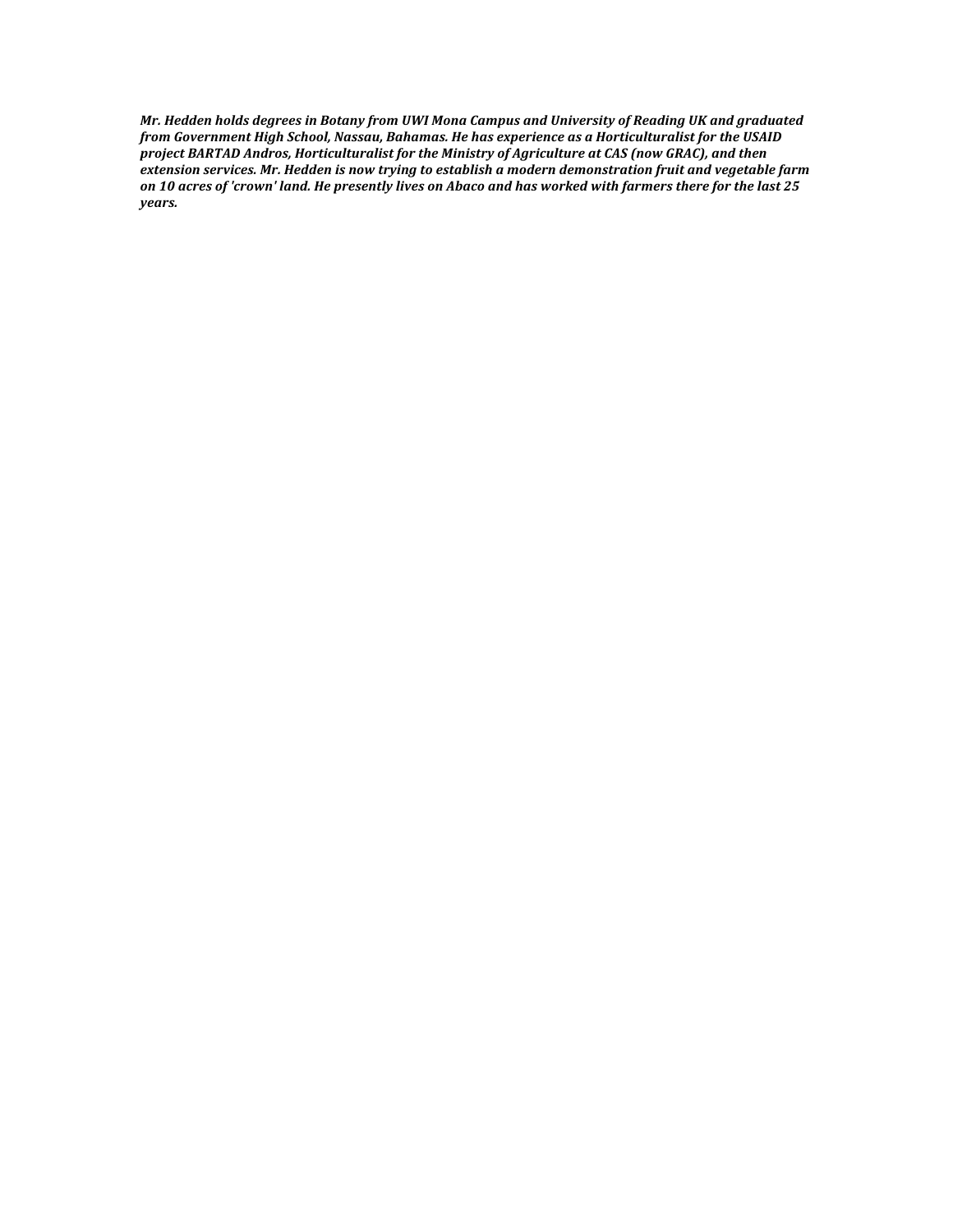***Mr. Hedden holds degrees in Botany from UWI Mona Campus and University of Reading UK and graduated from Government High School, Nassau, Bahamas. He has experience as a Horticulturalist for the USAID project BARTAD Andros, Horticulturalist for the Ministry of Agriculture at CAS (now GRAC), and then extension services. Mr. Hedden is now trying to establish a modern demonstration fruit and vegetable farm on 10 acres of 'crown' land. He presently lives on Abaco and has worked with farmers there for the last 25 years.***